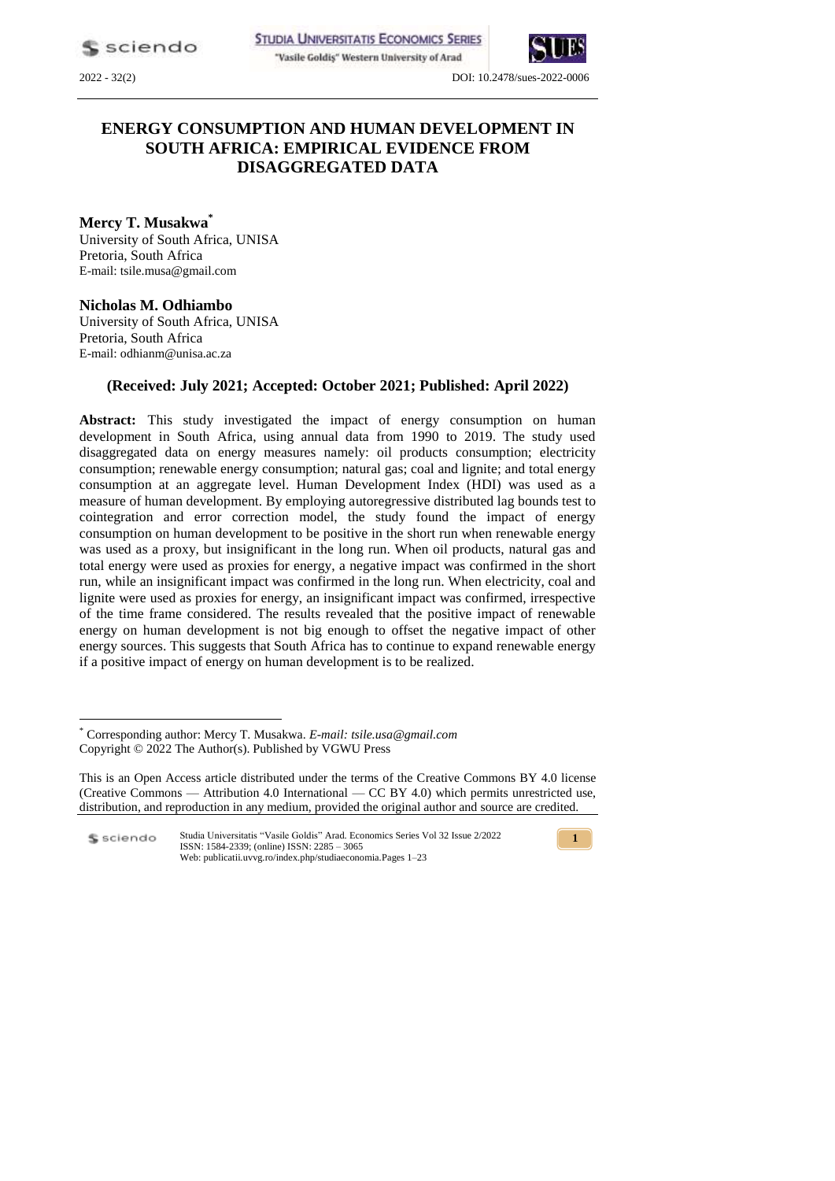# ENERGY CONSUMPTION AND HUMAN DEVELOPMENT IN SOUTH AFRICA: EMPIRICAL EVIDENCE FROM DISAGGREGATED DATA

**Mercy T. Musakwa***
University of South Africa, UNISA
Pretoria, South Africa
E-mail: tsile.musa@gmail.com

**Nicholas M. Odhiambo**
University of South Africa, UNISA
Pretoria, South Africa
E-mail: odhianm@unisa.ac.za

**(Received: July 2021; Accepted: October 2021; Published: April 2022)**

**Abstract:** This study investigated the impact of energy consumption on human development in South Africa, using annual data from 1990 to 2019. The study used disaggregated data on energy measures namely: oil products consumption; electricity consumption; renewable energy consumption; natural gas; coal and lignite; and total energy consumption at an aggregate level. Human Development Index (HDI) was used as a measure of human development. By employing autoregressive distributed lag bounds test to cointegration and error correction model, the study found the impact of energy consumption on human development to be positive in the short run when renewable energy was used as a proxy, but insignificant in the long run. When oil products, natural gas and total energy were used as proxies for energy, a negative impact was confirmed in the short run, while an insignificant impact was confirmed in the long run. When electricity, coal and lignite were used as proxies for energy, an insignificant impact was confirmed, irrespective of the time frame considered. The results revealed that the positive impact of renewable energy on human development is not big enough to offset the negative impact of other energy sources. This suggests that South Africa has to continue to expand renewable energy if a positive impact of energy on human development is to be realized.

---

* Corresponding author: Mercy T. Musakwa. *E-mail: tsile.usa@gmail.com*
Copyright © 2022 The Author(s). Published by VGWU Press

This is an Open Access article distributed under the terms of the Creative Commons BY 4.0 license (Creative Commons — Attribution 4.0 International — CC BY 4.0) which permits unrestricted use, distribution, and reproduction in any medium, provided the original author and source are credited.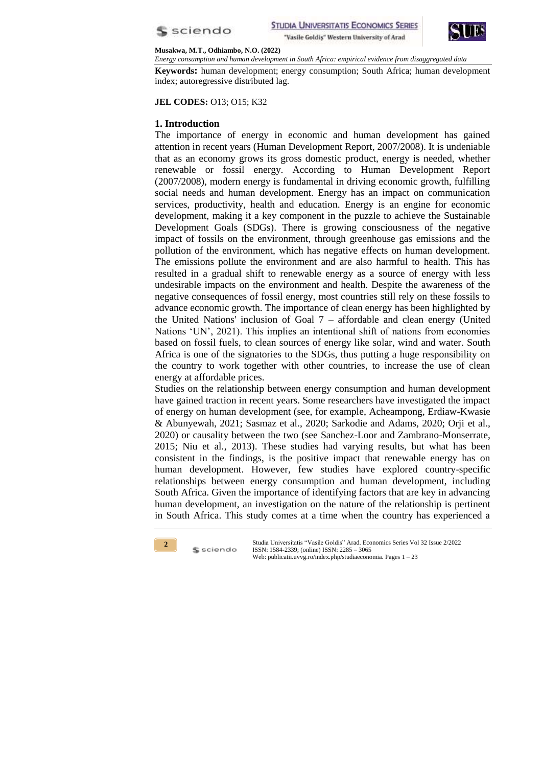**Keywords:** human development; energy consumption; South Africa; human development index; autoregressive distributed lag.

**JEL CODES:** O13; O15; K32

## 1. Introduction

The importance of energy in economic and human development has gained attention in recent years (Human Development Report, 2007/2008). It is undeniable that as an economy grows its gross domestic product, energy is needed, whether renewable or fossil energy. According to Human Development Report (2007/2008), modern energy is fundamental in driving economic growth, fulfilling social needs and human development. Energy has an impact on communication services, productivity, health and education. Energy is an engine for economic development, making it a key component in the puzzle to achieve the Sustainable Development Goals (SDGs). There is growing consciousness of the negative impact of fossils on the environment, through greenhouse gas emissions and the pollution of the environment, which has negative effects on human development. The emissions pollute the environment and are also harmful to health. This has resulted in a gradual shift to renewable energy as a source of energy with less undesirable impacts on the environment and health. Despite the awareness of the negative consequences of fossil energy, most countries still rely on these fossils to advance economic growth. The importance of clean energy has been highlighted by the United Nations' inclusion of Goal 7 – affordable and clean energy (United Nations 'UN', 2021). This implies an intentional shift of nations from economies based on fossil fuels, to clean sources of energy like solar, wind and water. South Africa is one of the signatories to the SDGs, thus putting a huge responsibility on the country to work together with other countries, to increase the use of clean energy at affordable prices.

Studies on the relationship between energy consumption and human development have gained traction in recent years. Some researchers have investigated the impact of energy on human development (see, for example, Acheampong, Erdiaw-Kwasie & Abunyewah, 2021; Sasmaz et al., 2020; Sarkodie and Adams, 2020; Orji et al., 2020) or causality between the two (see Sanchez-Loor and Zambrano-Monserrate, 2015; Niu et al., 2013). These studies had varying results, but what has been consistent in the findings, is the positive impact that renewable energy has on human development. However, few studies have explored country-specific relationships between energy consumption and human development, including South Africa. Given the importance of identifying factors that are key in advancing human development, an investigation on the nature of the relationship is pertinent in South Africa. This study comes at a time when the country has experienced a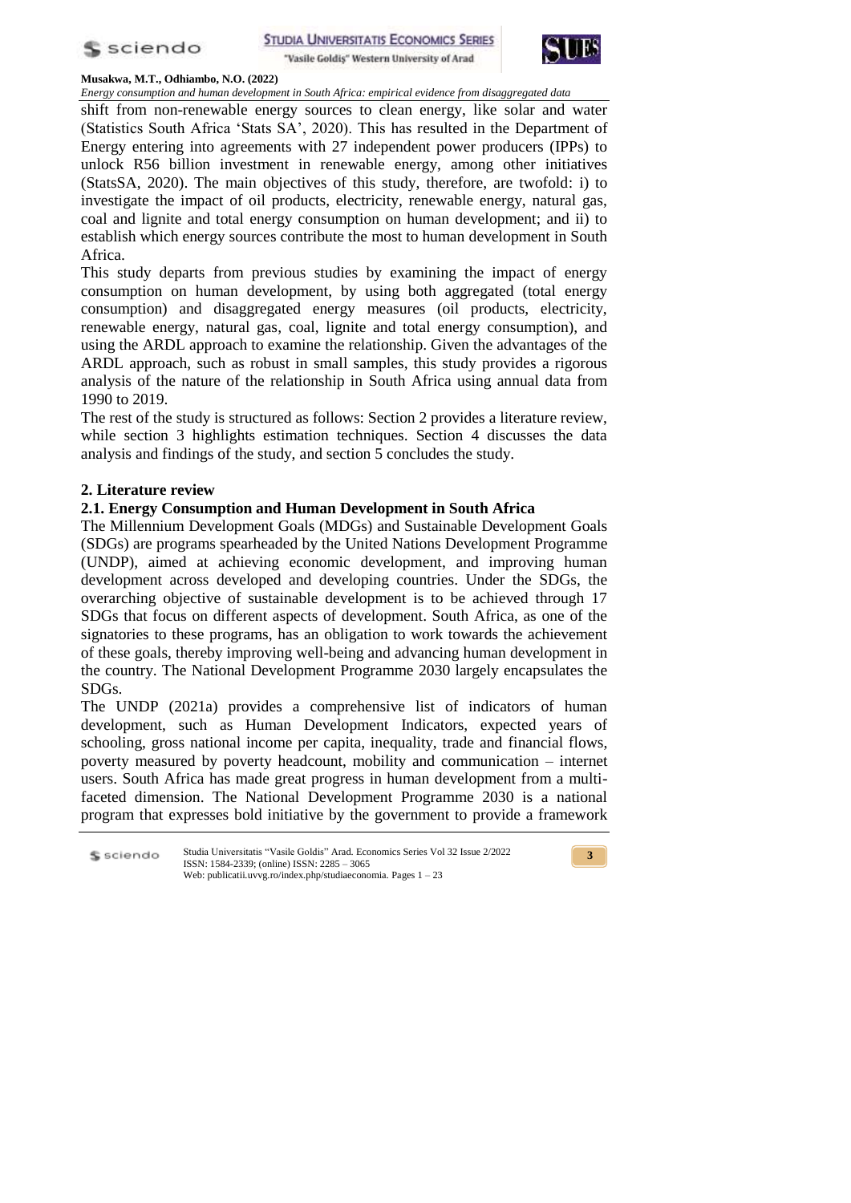shift from non-renewable energy sources to clean energy, like solar and water (Statistics South Africa 'Stats SA', 2020). This has resulted in the Department of Energy entering into agreements with 27 independent power producers (IPPs) to unlock R56 billion investment in renewable energy, among other initiatives (StatsSA, 2020). The main objectives of this study, therefore, are twofold: i) to investigate the impact of oil products, electricity, renewable energy, natural gas, coal and lignite and total energy consumption on human development; and ii) to establish which energy sources contribute the most to human development in South Africa.

This study departs from previous studies by examining the impact of energy consumption on human development, by using both aggregated (total energy consumption) and disaggregated energy measures (oil products, electricity, renewable energy, natural gas, coal, lignite and total energy consumption), and using the ARDL approach to examine the relationship. Given the advantages of the ARDL approach, such as robust in small samples, this study provides a rigorous analysis of the nature of the relationship in South Africa using annual data from 1990 to 2019.

The rest of the study is structured as follows: Section 2 provides a literature review, while section 3 highlights estimation techniques. Section 4 discusses the data analysis and findings of the study, and section 5 concludes the study.

## 2. Literature review

### 2.1. Energy Consumption and Human Development in South Africa

The Millennium Development Goals (MDGs) and Sustainable Development Goals (SDGs) are programs spearheaded by the United Nations Development Programme (UNDP), aimed at achieving economic development, and improving human development across developed and developing countries. Under the SDGs, the overarching objective of sustainable development is to be achieved through 17 SDGs that focus on different aspects of development. South Africa, as one of the signatories to these programs, has an obligation to work towards the achievement of these goals, thereby improving well-being and advancing human development in the country. The National Development Programme 2030 largely encapsulates the SDGs.

The UNDP (2021a) provides a comprehensive list of indicators of human development, such as Human Development Indicators, expected years of schooling, gross national income per capita, inequality, trade and financial flows, poverty measured by poverty headcount, mobility and communication – internet users. South Africa has made great progress in human development from a multi-faceted dimension. The National Development Programme 2030 is a national program that expresses bold initiative by the government to provide a framework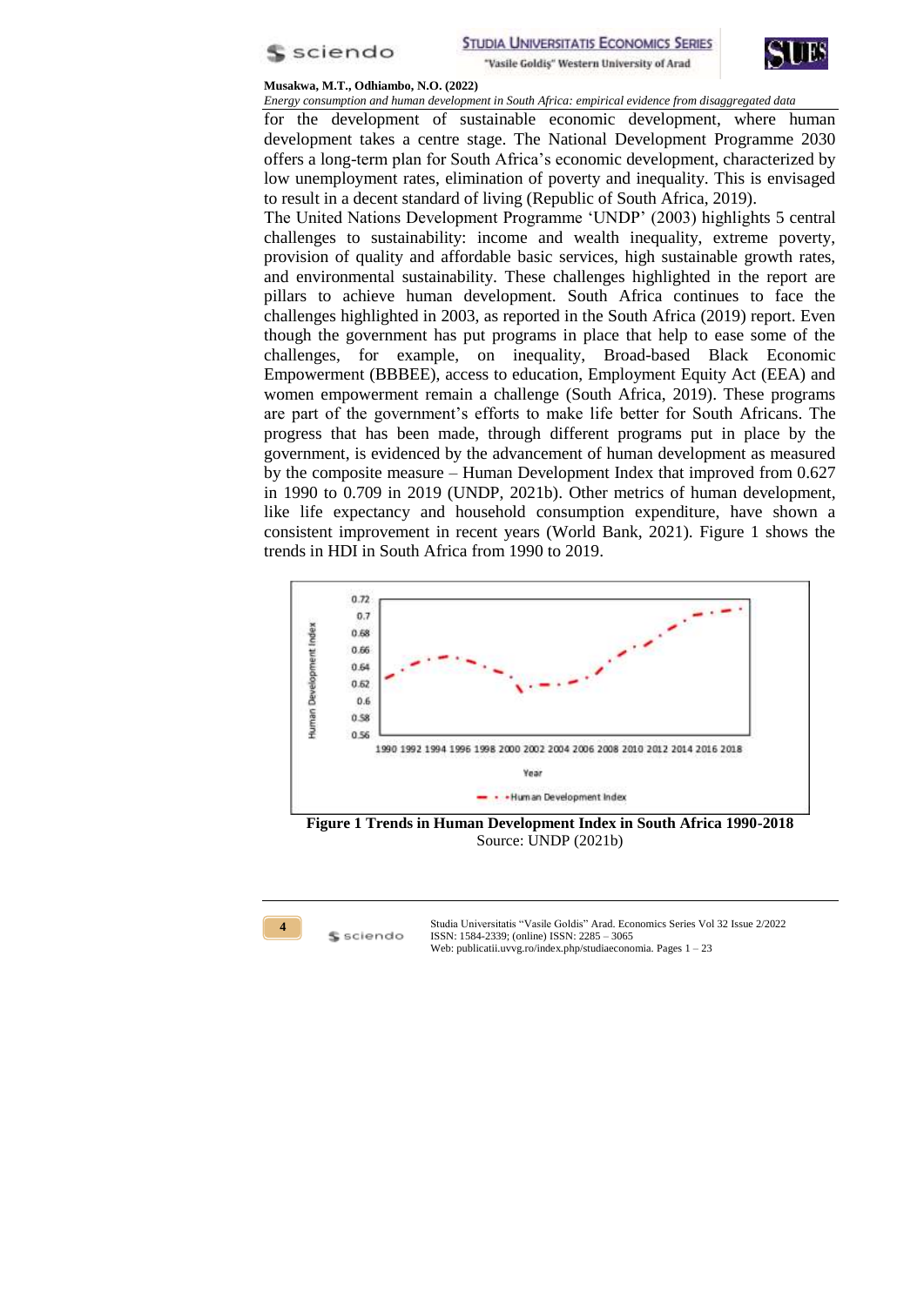for the development of sustainable economic development, where human development takes a centre stage. The National Development Programme 2030 offers a long-term plan for South Africa's economic development, characterized by low unemployment rates, elimination of poverty and inequality. This is envisaged to result in a decent standard of living (Republic of South Africa, 2019).

The United Nations Development Programme 'UNDP' (2003) highlights 5 central challenges to sustainability: income and wealth inequality, extreme poverty, provision of quality and affordable basic services, high sustainable growth rates, and environmental sustainability. These challenges highlighted in the report are pillars to achieve human development. South Africa continues to face the challenges highlighted in 2003, as reported in the South Africa (2019) report. Even though the government has put programs in place that help to ease some of the challenges, for example, on inequality, Broad-based Black Economic Empowerment (BBBEE), access to education, Employment Equity Act (EEA) and women empowerment remain a challenge (South Africa, 2019). These programs are part of the government's efforts to make life better for South Africans. The progress that has been made, through different programs put in place by the government, is evidenced by the advancement of human development as measured by the composite measure – Human Development Index that improved from 0.627 in 1990 to 0.709 in 2019 (UNDP, 2021b). Other metrics of human development, like life expectancy and household consumption expenditure, have shown a consistent improvement in recent years (World Bank, 2021). Figure 1 shows the trends in HDI in South Africa from 1990 to 2019.

**Figure 1 Trends in Human Development Index in South Africa 1990-2018**

Source: UNDP (2021b)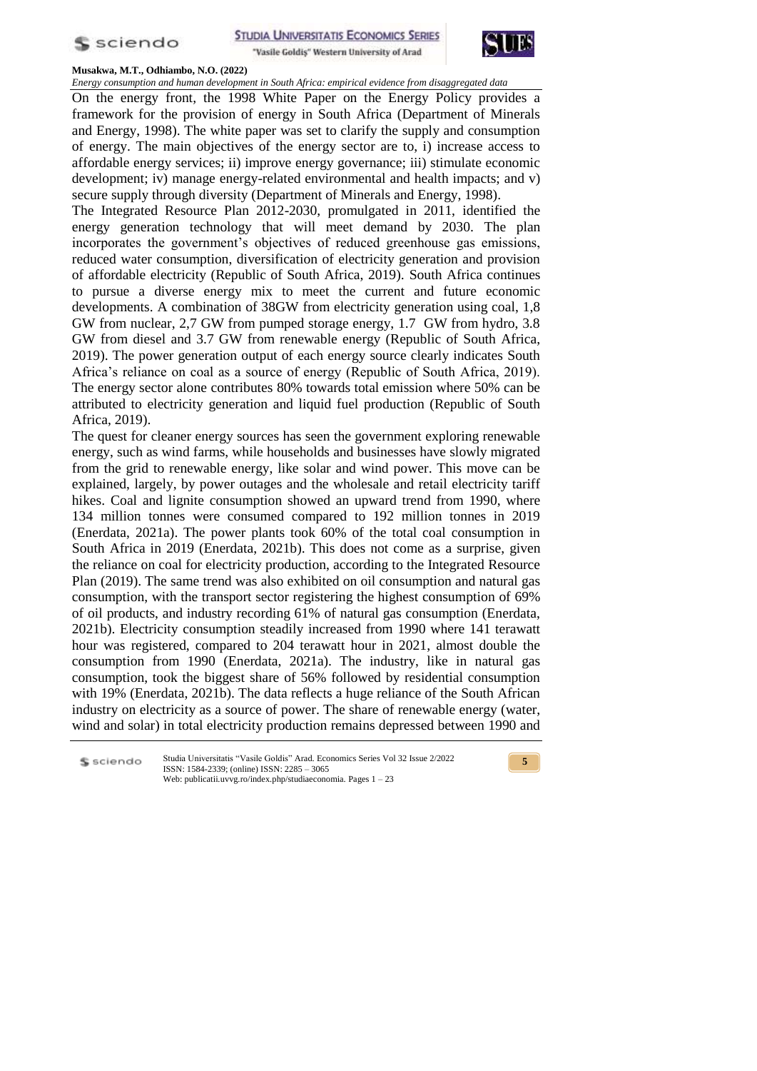On the energy front, the 1998 White Paper on the Energy Policy provides a framework for the provision of energy in South Africa (Department of Minerals and Energy, 1998). The white paper was set to clarify the supply and consumption of energy. The main objectives of the energy sector are to, i) increase access to affordable energy services; ii) improve energy governance; iii) stimulate economic development; iv) manage energy-related environmental and health impacts; and v) secure supply through diversity (Department of Minerals and Energy, 1998).

The Integrated Resource Plan 2012-2030, promulgated in 2011, identified the energy generation technology that will meet demand by 2030. The plan incorporates the government's objectives of reduced greenhouse gas emissions, reduced water consumption, diversification of electricity generation and provision of affordable electricity (Republic of South Africa, 2019). South Africa continues to pursue a diverse energy mix to meet the current and future economic developments. A combination of 38GW from electricity generation using coal, 1,8 GW from nuclear, 2,7 GW from pumped storage energy, 1.7 GW from hydro, 3.8 GW from diesel and 3.7 GW from renewable energy (Republic of South Africa, 2019). The power generation output of each energy source clearly indicates South Africa's reliance on coal as a source of energy (Republic of South Africa, 2019). The energy sector alone contributes 80% towards total emission where 50% can be attributed to electricity generation and liquid fuel production (Republic of South Africa, 2019).

The quest for cleaner energy sources has seen the government exploring renewable energy, such as wind farms, while households and businesses have slowly migrated from the grid to renewable energy, like solar and wind power. This move can be explained, largely, by power outages and the wholesale and retail electricity tariff hikes. Coal and lignite consumption showed an upward trend from 1990, where 134 million tonnes were consumed compared to 192 million tonnes in 2019 (Enerdata, 2021a). The power plants took 60% of the total coal consumption in South Africa in 2019 (Enerdata, 2021b). This does not come as a surprise, given the reliance on coal for electricity production, according to the Integrated Resource Plan (2019). The same trend was also exhibited on oil consumption and natural gas consumption, with the transport sector registering the highest consumption of 69% of oil products, and industry recording 61% of natural gas consumption (Enerdata, 2021b). Electricity consumption steadily increased from 1990 where 141 terawatt hour was registered, compared to 204 terawatt hour in 2021, almost double the consumption from 1990 (Enerdata, 2021a). The industry, like in natural gas consumption, took the biggest share of 56% followed by residential consumption with 19% (Enerdata, 2021b). The data reflects a huge reliance of the South African industry on electricity as a source of power. The share of renewable energy (water, wind and solar) in total electricity production remains depressed between 1990 and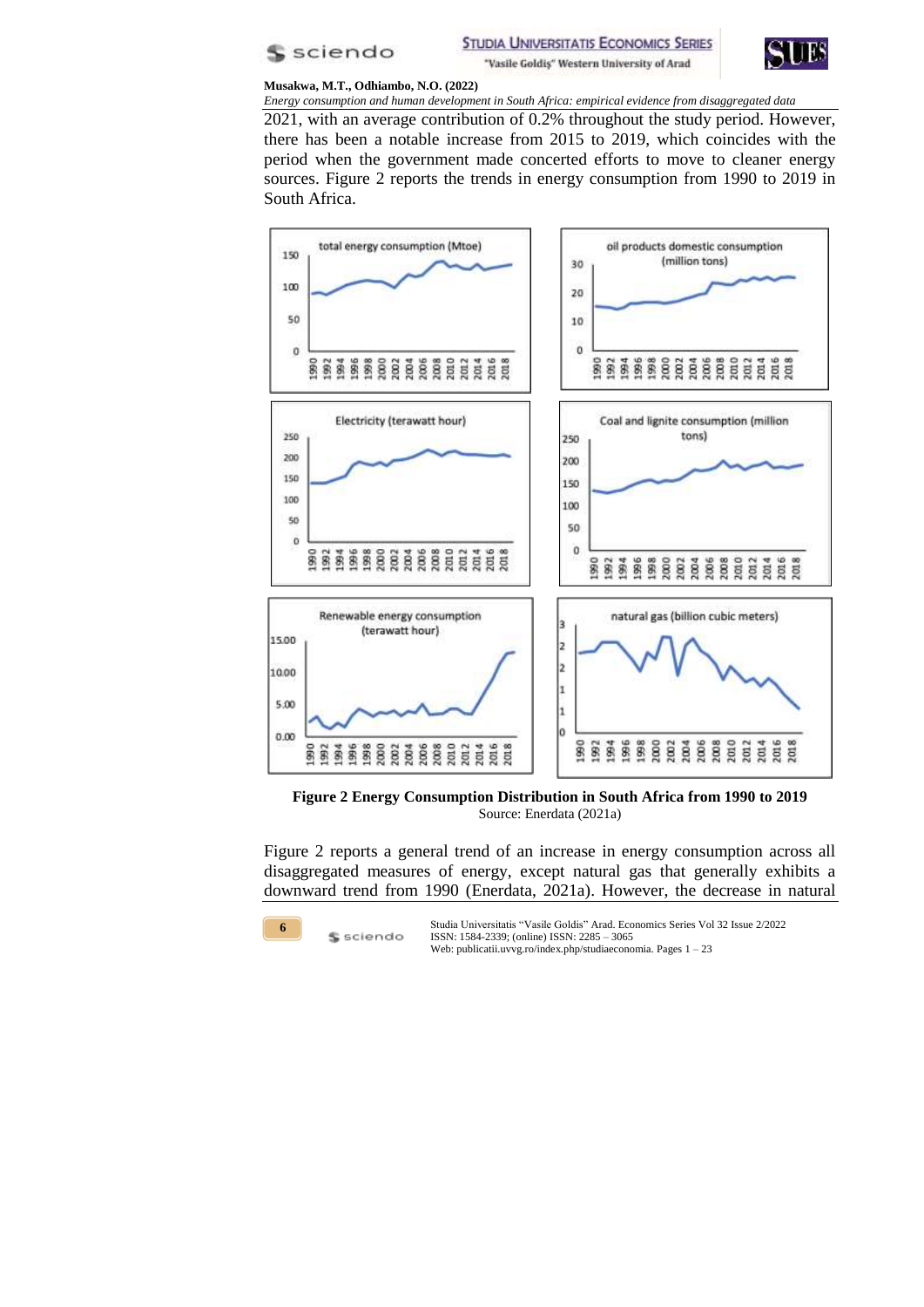2021, with an average contribution of 0.2% throughout the study period. However, there has been a notable increase from 2015 to 2019, which coincides with the period when the government made concerted efforts to move to cleaner energy sources. Figure 2 reports the trends in energy consumption from 1990 to 2019 in South Africa.

**Figure 2 Energy Consumption Distribution in South Africa from 1990 to 2019**
Source: Enerdata (2021a)

Figure 2 reports a general trend of an increase in energy consumption across all disaggregated measures of energy, except natural gas that generally exhibits a downward trend from 1990 (Enerdata, 2021a). However, the decrease in natural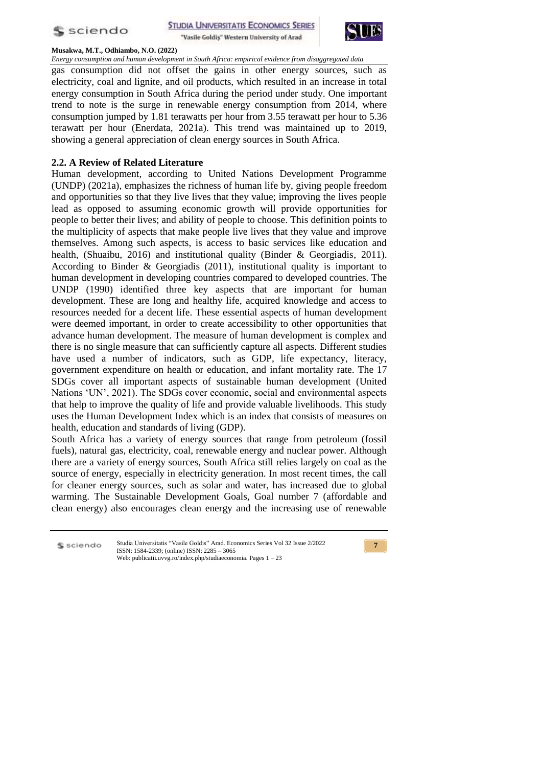gas consumption did not offset the gains in other energy sources, such as electricity, coal and lignite, and oil products, which resulted in an increase in total energy consumption in South Africa during the period under study. One important trend to note is the surge in renewable energy consumption from 2014, where consumption jumped by 1.81 terawatts per hour from 3.55 terawatt per hour to 5.36 terawatt per hour (Enerdata, 2021a). This trend was maintained up to 2019, showing a general appreciation of clean energy sources in South Africa.

## 2.2. A Review of Related Literature

Human development, according to United Nations Development Programme (UNDP) (2021a), emphasizes the richness of human life by, giving people freedom and opportunities so that they live lives that they value; improving the lives people lead as opposed to assuming economic growth will provide opportunities for people to better their lives; and ability of people to choose. This definition points to the multiplicity of aspects that make people live lives that they value and improve themselves. Among such aspects, is access to basic services like education and health, (Shuaibu, 2016) and institutional quality (Binder & Georgiadis, 2011). According to Binder & Georgiadis (2011), institutional quality is important to human development in developing countries compared to developed countries. The UNDP (1990) identified three key aspects that are important for human development. These are long and healthy life, acquired knowledge and access to resources needed for a decent life. These essential aspects of human development were deemed important, in order to create accessibility to other opportunities that advance human development. The measure of human development is complex and there is no single measure that can sufficiently capture all aspects. Different studies have used a number of indicators, such as GDP, life expectancy, literacy, government expenditure on health or education, and infant mortality rate. The 17 SDGs cover all important aspects of sustainable human development (United Nations 'UN', 2021). The SDGs cover economic, social and environmental aspects that help to improve the quality of life and provide valuable livelihoods. This study uses the Human Development Index which is an index that consists of measures on health, education and standards of living (GDP).

South Africa has a variety of energy sources that range from petroleum (fossil fuels), natural gas, electricity, coal, renewable energy and nuclear power. Although there are a variety of energy sources, South Africa still relies largely on coal as the source of energy, especially in electricity generation. In most recent times, the call for cleaner energy sources, such as solar and water, has increased due to global warming. The Sustainable Development Goals, Goal number 7 (affordable and clean energy) also encourages clean energy and the increasing use of renewable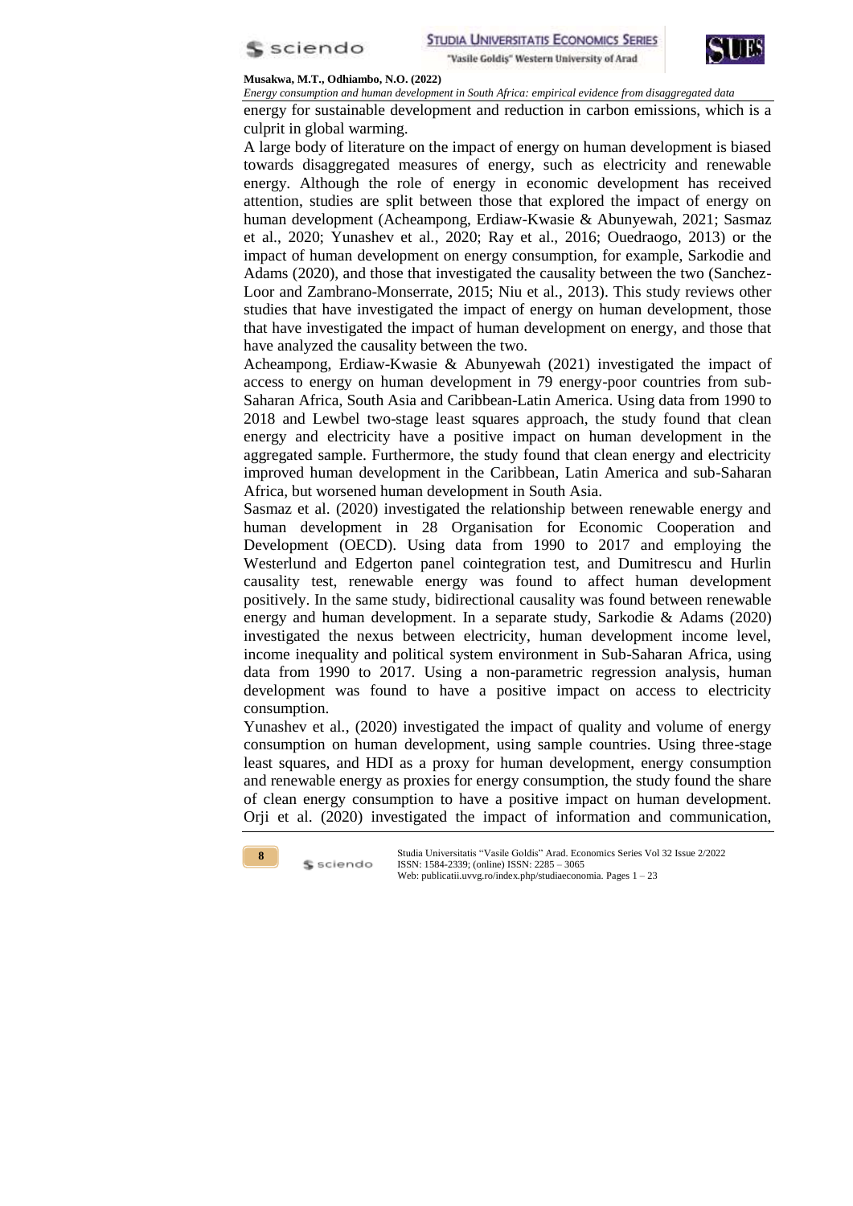energy for sustainable development and reduction in carbon emissions, which is a culprit in global warming.

A large body of literature on the impact of energy on human development is biased towards disaggregated measures of energy, such as electricity and renewable energy. Although the role of energy in economic development has received attention, studies are split between those that explored the impact of energy on human development (Acheampong, Erdiaw-Kwasie & Abunyewah, 2021; Sasmaz et al., 2020; Yunashev et al., 2020; Ray et al., 2016; Ouedraogo, 2013) or the impact of human development on energy consumption, for example, Sarkodie and Adams (2020), and those that investigated the causality between the two (Sanchez-Loor and Zambrano-Monserrate, 2015; Niu et al., 2013). This study reviews other studies that have investigated the impact of energy on human development, those that have investigated the impact of human development on energy, and those that have analyzed the causality between the two.

Acheampong, Erdiaw-Kwasie & Abunyewah (2021) investigated the impact of access to energy on human development in 79 energy-poor countries from sub-Saharan Africa, South Asia and Caribbean-Latin America. Using data from 1990 to 2018 and Lewbel two-stage least squares approach, the study found that clean energy and electricity have a positive impact on human development in the aggregated sample. Furthermore, the study found that clean energy and electricity improved human development in the Caribbean, Latin America and sub-Saharan Africa, but worsened human development in South Asia.

Sasmaz et al. (2020) investigated the relationship between renewable energy and human development in 28 Organisation for Economic Cooperation and Development (OECD). Using data from 1990 to 2017 and employing the Westerlund and Edgerton panel cointegration test, and Dumitrescu and Hurlin causality test, renewable energy was found to affect human development positively. In the same study, bidirectional causality was found between renewable energy and human development. In a separate study, Sarkodie & Adams (2020) investigated the nexus between electricity, human development income level, income inequality and political system environment in Sub-Saharan Africa, using data from 1990 to 2017. Using a non-parametric regression analysis, human development was found to have a positive impact on access to electricity consumption.

Yunashev et al., (2020) investigated the impact of quality and volume of energy consumption on human development, using sample countries. Using three-stage least squares, and HDI as a proxy for human development, energy consumption and renewable energy as proxies for energy consumption, the study found the share of clean energy consumption to have a positive impact on human development. Orji et al. (2020) investigated the impact of information and communication,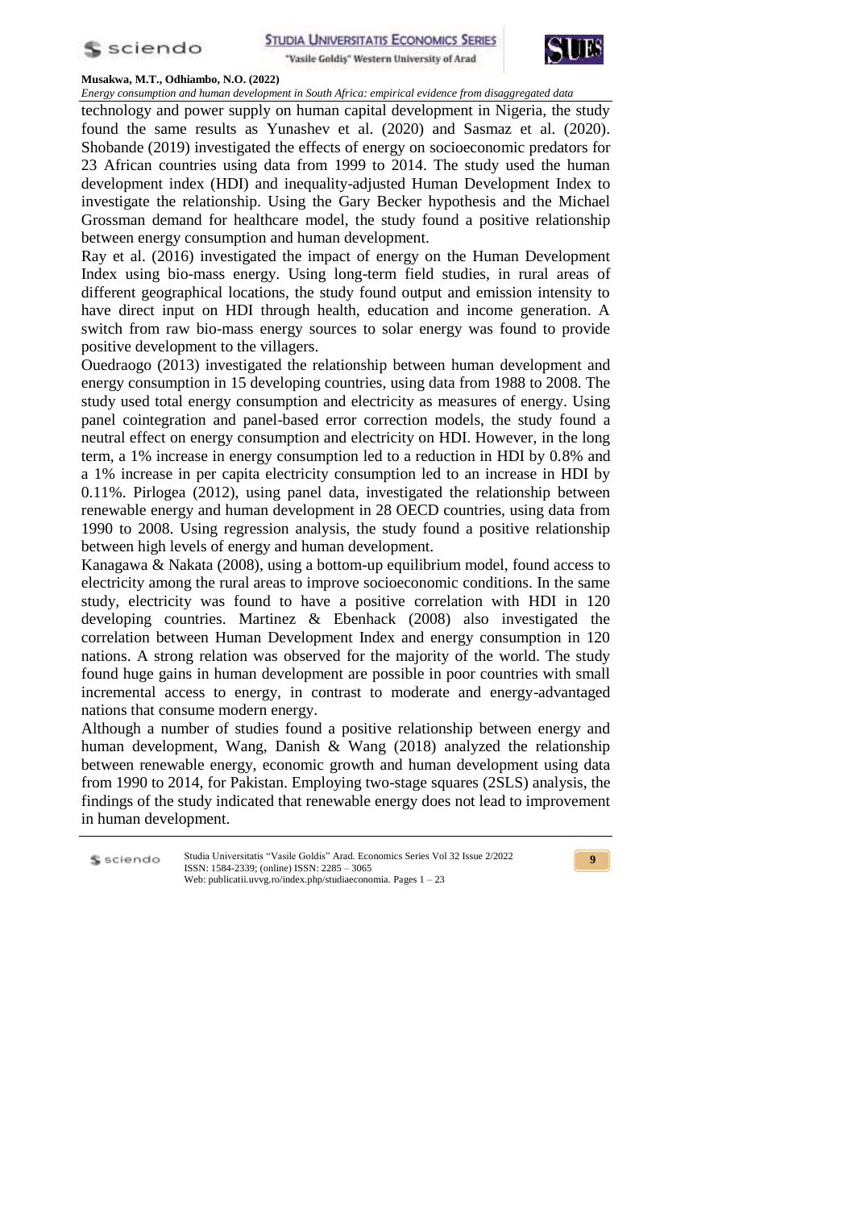technology and power supply on human capital development in Nigeria, the study found the same results as Yunashev et al. (2020) and Sasmaz et al. (2020). Shobande (2019) investigated the effects of energy on socioeconomic predators for 23 African countries using data from 1999 to 2014. The study used the human development index (HDI) and inequality-adjusted Human Development Index to investigate the relationship. Using the Gary Becker hypothesis and the Michael Grossman demand for healthcare model, the study found a positive relationship between energy consumption and human development.

Ray et al. (2016) investigated the impact of energy on the Human Development Index using bio-mass energy. Using long-term field studies, in rural areas of different geographical locations, the study found output and emission intensity to have direct input on HDI through health, education and income generation. A switch from raw bio-mass energy sources to solar energy was found to provide positive development to the villagers.

Ouedraogo (2013) investigated the relationship between human development and energy consumption in 15 developing countries, using data from 1988 to 2008. The study used total energy consumption and electricity as measures of energy. Using panel cointegration and panel-based error correction models, the study found a neutral effect on energy consumption and electricity on HDI. However, in the long term, a 1% increase in energy consumption led to a reduction in HDI by 0.8% and a 1% increase in per capita electricity consumption led to an increase in HDI by 0.11%. Pirlogea (2012), using panel data, investigated the relationship between renewable energy and human development in 28 OECD countries, using data from 1990 to 2008. Using regression analysis, the study found a positive relationship between high levels of energy and human development.

Kanagawa & Nakata (2008), using a bottom-up equilibrium model, found access to electricity among the rural areas to improve socioeconomic conditions. In the same study, electricity was found to have a positive correlation with HDI in 120 developing countries. Martinez & Ebenhack (2008) also investigated the correlation between Human Development Index and energy consumption in 120 nations. A strong relation was observed for the majority of the world. The study found huge gains in human development are possible in poor countries with small incremental access to energy, in contrast to moderate and energy-advantaged nations that consume modern energy.

Although a number of studies found a positive relationship between energy and human development, Wang, Danish & Wang (2018) analyzed the relationship between renewable energy, economic growth and human development using data from 1990 to 2014, for Pakistan. Employing two-stage squares (2SLS) analysis, the findings of the study indicated that renewable energy does not lead to improvement in human development.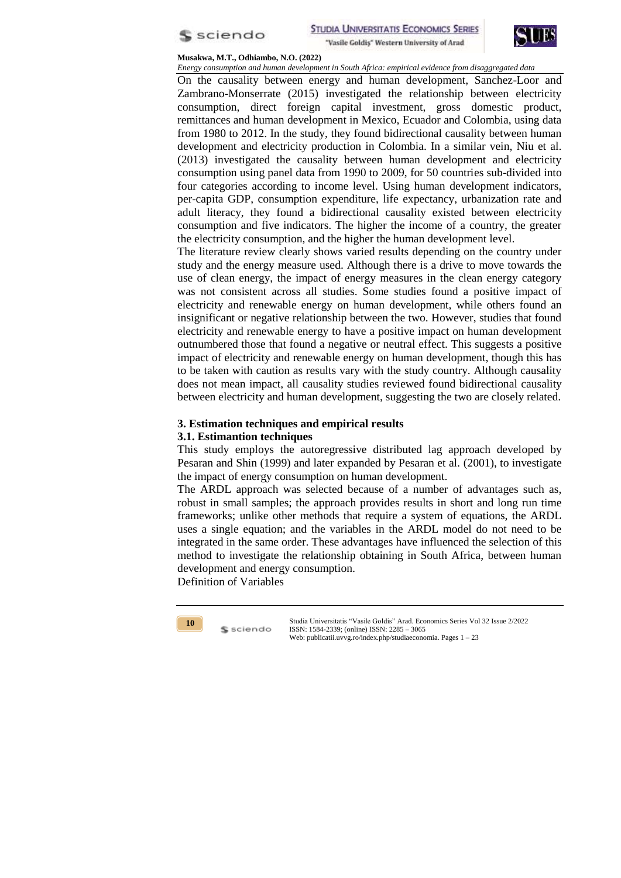On the causality between energy and human development, Sanchez-Loor and Zambrano-Monserrate (2015) investigated the relationship between electricity consumption, direct foreign capital investment, gross domestic product, remittances and human development in Mexico, Ecuador and Colombia, using data from 1980 to 2012. In the study, they found bidirectional causality between human development and electricity production in Colombia. In a similar vein, Niu et al. (2013) investigated the causality between human development and electricity consumption using panel data from 1990 to 2009, for 50 countries sub-divided into four categories according to income level. Using human development indicators, per-capita GDP, consumption expenditure, life expectancy, urbanization rate and adult literacy, they found a bidirectional causality existed between electricity consumption and five indicators. The higher the income of a country, the greater the electricity consumption, and the higher the human development level.

The literature review clearly shows varied results depending on the country under study and the energy measure used. Although there is a drive to move towards the use of clean energy, the impact of energy measures in the clean energy category was not consistent across all studies. Some studies found a positive impact of electricity and renewable energy on human development, while others found an insignificant or negative relationship between the two. However, studies that found electricity and renewable energy to have a positive impact on human development outnumbered those that found a negative or neutral effect. This suggests a positive impact of electricity and renewable energy on human development, though this has to be taken with caution as results vary with the study country. Although causality does not mean impact, all causality studies reviewed found bidirectional causality between electricity and human development, suggesting the two are closely related.

## 3. Estimation techniques and empirical results

### 3.1. Estimantion techniques

This study employs the autoregressive distributed lag approach developed by Pesaran and Shin (1999) and later expanded by Pesaran et al. (2001), to investigate the impact of energy consumption on human development.

The ARDL approach was selected because of a number of advantages such as, robust in small samples; the approach provides results in short and long run time frameworks; unlike other methods that require a system of equations, the ARDL uses a single equation; and the variables in the ARDL model do not need to be integrated in the same order. These advantages have influenced the selection of this method to investigate the relationship obtaining in South Africa, between human development and energy consumption.

Definition of Variables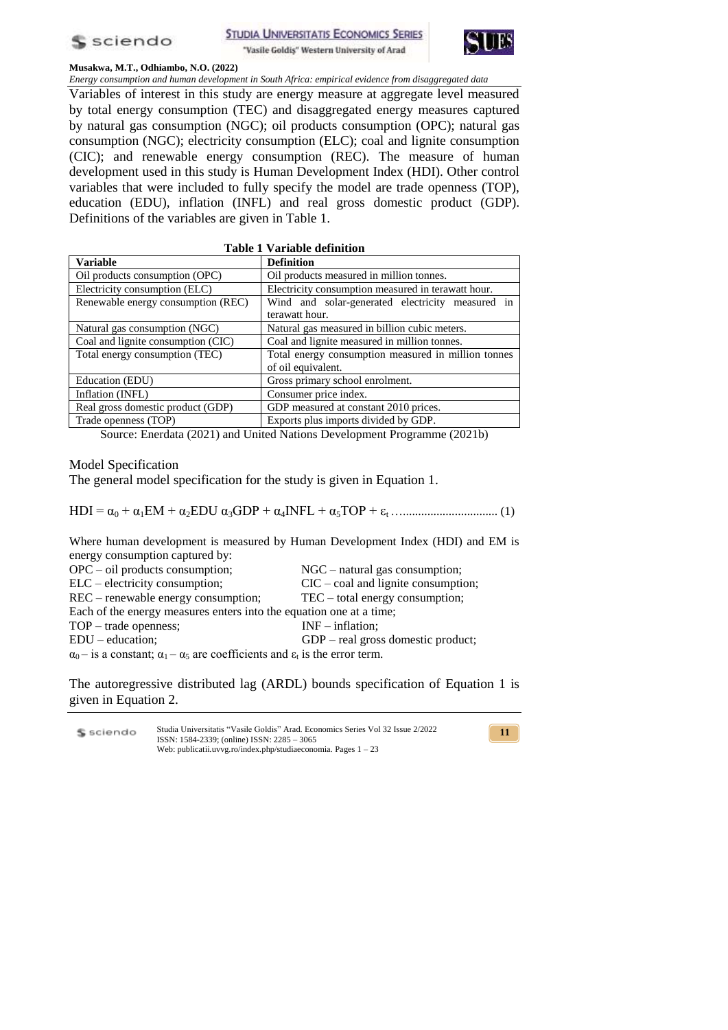Variables of interest in this study are energy measure at aggregate level measured by total energy consumption (TEC) and disaggregated energy measures captured by natural gas consumption (NGC); oil products consumption (OPC); natural gas consumption (NGC); electricity consumption (ELC); coal and lignite consumption (CIC); and renewable energy consumption (REC). The measure of human development used in this study is Human Development Index (HDI). Other control variables that were included to fully specify the model are trade openness (TOP), education (EDU), inflation (INFL) and real gross domestic product (GDP). Definitions of the variables are given in Table 1.

**Table 1 Variable definition**

| Variable | Definition |
|---|---|
| Oil products consumption (OPC) | Oil products measured in million tonnes. |
| Electricity consumption (ELC) | Electricity consumption measured in terawatt hour. |
| Renewable energy consumption (REC) | Wind and solar-generated electricity measured in terawatt hour. |
| Natural gas consumption (NGC) | Natural gas measured in billion cubic meters. |
| Coal and lignite consumption (CIC) | Coal and lignite measured in million tonnes. |
| Total energy consumption (TEC) | Total energy consumption measured in million tonnes of oil equivalent. |
| Education (EDU) | Gross primary school enrolment. |
| Inflation (INFL) | Consumer price index. |
| Real gross domestic product (GDP) | GDP measured at constant 2010 prices. |
| Trade openness (TOP) | Exports plus imports divided by GDP. |

Source: Enerdata (2021) and United Nations Development Programme (2021b)

## Model Specification

The general model specification for the study is given in Equation 1.

$$HDI = \alpha_0 + \alpha_1 EM + \alpha_2 EDU\ \alpha_3 GDP + \alpha_4 INFL + \alpha_5 TOP + \varepsilon_t \quad (1)$$

Where human development is measured by Human Development Index (HDI) and EM is energy consumption captured by:

OPC – oil products consumption;
NGC – natural gas consumption;
ELC – electricity consumption;
CIC – coal and lignite consumption;
REC – renewable energy consumption;
TEC – total energy consumption;

Each of the energy measures enters into the equation one at a time;

TOP – trade openness;
INF – inflation;
EDU – education;
GDP – real gross domestic product;

$\alpha_0$ – is a constant; $\alpha_1$ – $\alpha_5$ are coefficients and $\varepsilon_t$ is the error term.

The autoregressive distributed lag (ARDL) bounds specification of Equation 1 is given in Equation 2.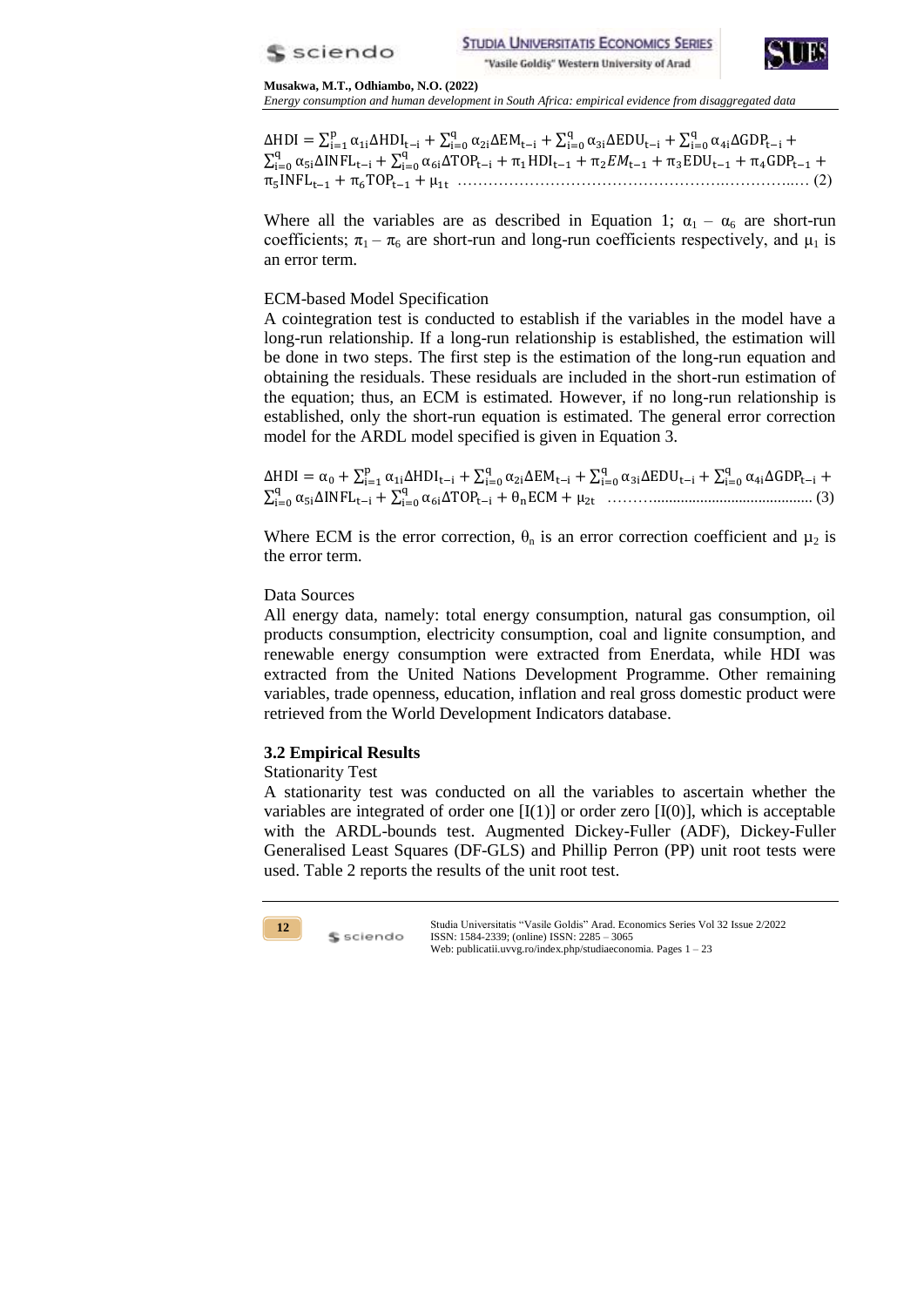$$\Delta \text{HDI} = \sum_{i=1}^{p} \alpha_{1i} \Delta \text{HDI}_{t-i} + \sum_{i=0}^{q} \alpha_{2i} \Delta \text{EM}_{t-i} + \sum_{i=0}^{q} \alpha_{3i} \Delta \text{EDU}_{t-i} + \sum_{i=0}^{q} \alpha_{4i} \Delta \text{GDP}_{t-i} + \sum_{i=0}^{q} \alpha_{5i} \Delta \text{INFL}_{t-i} + \sum_{i=0}^{q} \alpha_{6i} \Delta \text{TOP}_{t-i} + \pi_1 \text{HDI}_{t-1} + \pi_2 EM_{t-1} + \pi_3 \text{EDU}_{t-1} + \pi_4 \text{GDP}_{t-1} + \pi_5 \text{INFL}_{t-1} + \pi_6 \text{TOP}_{t-1} + \mu_{1t} \quad (2)$$

Where all the variables are as described in Equation 1; $\alpha_1$ – $\alpha_6$ are short-run coefficients; $\pi_1$ – $\pi_6$ are short-run and long-run coefficients respectively, and $\mu_1$ is an error term.

ECM-based Model Specification

A cointegration test is conducted to establish if the variables in the model have a long-run relationship. If a long-run relationship is established, the estimation will be done in two steps. The first step is the estimation of the long-run equation and obtaining the residuals. These residuals are included in the short-run estimation of the equation; thus, an ECM is estimated. However, if no long-run relationship is established, only the short-run equation is estimated. The general error correction model for the ARDL model specified is given in Equation 3.

$$\Delta \text{HDI} = \alpha_0 + \sum_{i=1}^{p} \alpha_{1i} \Delta \text{HDI}_{t-i} + \sum_{i=0}^{q} \alpha_{2i} \Delta \text{EM}_{t-i} + \sum_{i=0}^{q} \alpha_{3i} \Delta \text{EDU}_{t-i} + \sum_{i=0}^{q} \alpha_{4i} \Delta \text{GDP}_{t-i} + \sum_{i=0}^{q} \alpha_{5i} \Delta \text{INFL}_{t-i} + \sum_{i=0}^{q} \alpha_{6i} \Delta \text{TOP}_{t-i} + \theta_n \text{ECM} + \mu_{2t} \quad (3)$$

Where ECM is the error correction, $\theta_n$ is an error correction coefficient and $\mu_2$ is the error term.

Data Sources

All energy data, namely: total energy consumption, natural gas consumption, oil products consumption, electricity consumption, coal and lignite consumption, and renewable energy consumption were extracted from Enerdata, while HDI was extracted from the United Nations Development Programme. Other remaining variables, trade openness, education, inflation and real gross domestic product were retrieved from the World Development Indicators database.

### 3.2 Empirical Results

Stationarity Test

A stationarity test was conducted on all the variables to ascertain whether the variables are integrated of order one [I(1)] or order zero [I(0)], which is acceptable with the ARDL-bounds test. Augmented Dickey-Fuller (ADF), Dickey-Fuller Generalised Least Squares (DF-GLS) and Phillip Perron (PP) unit root tests were used. Table 2 reports the results of the unit root test.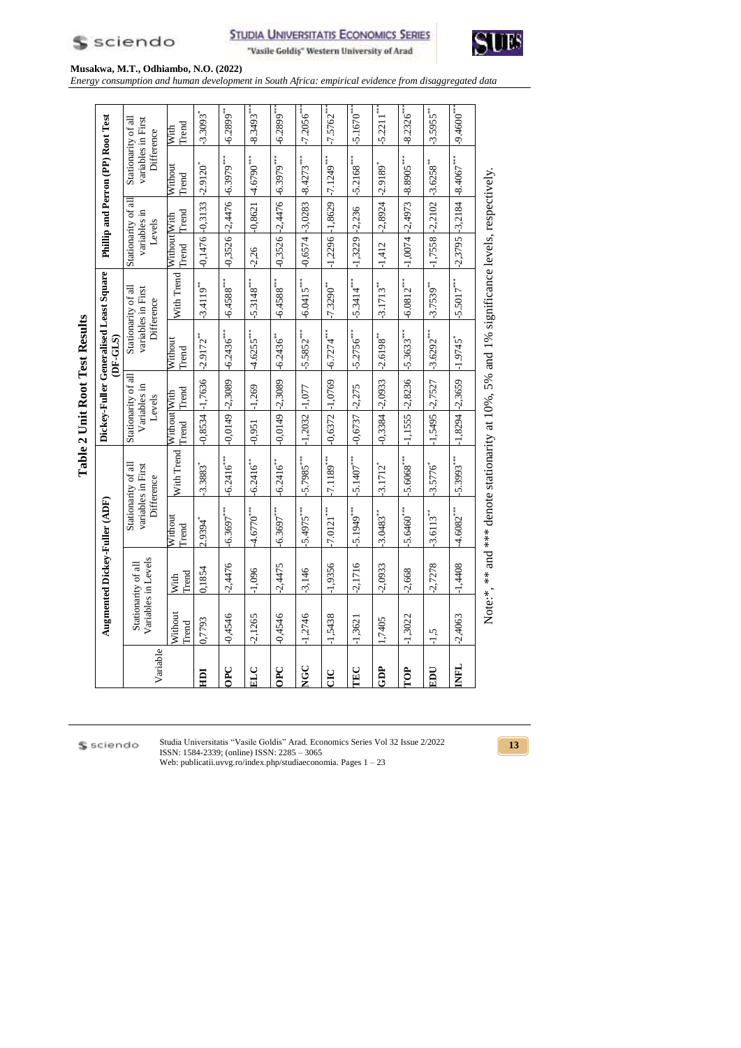**Table 2 Unit Root Test Results**

| Variable | Augmented Dickey-Fuller (ADF) | | | | Dickey-Fuller Generalised Least Square (DF-GLS) | | | | Phillip and Perron (PP) Root Test | | | |
|---|---|---|---|---|---|---|---|---|---|---|---|---|
| | Stationarity of all Variables in Levels | | Stationarity of all variables in First Difference | | Stationarity of all Variables in Levels | | Stationarity of all variables in First Difference | | Stationarity of all variables in Levels | | Stationarity of all variables in First Difference | |
| | Without Trend | With Trend | Without Trend | With Trend | Without Trend | With Trend | Without Trend | With Trend | Without Trend | With Trend | Without Trend | With Trend |
| **HDI** | 0,7793 | 0,1854 | 2.9394* | -3.3883* | -0,8534 | -1,7636 | -2.9172** | -3.4119** | -0,1476 | -0,3133 | -2.9120* | -3.3093* |
| **OPC** | -0,4546 | -2,4476 | -6.3697*** | -6.2416*** | -0,0149 | -2,3089 | -6.2436*** | -6.4588*** | -0,3526 | -2,4476 | -6.3979*** | -6.2899** |
| **ELC** | -2,1265 | -1,096 | -4.6770*** | -6.2416** | -0,951 | -1,269 | -4.6255*** | -5.3148*** | -2,26 | -0,8621 | -4.6790*** | -8.3493*** |
| **OPC** | -0,4546 | -2,4475 | -6.3697*** | -6.2416** | -0,0149 | -2,3089 | -6.2436** | -6.4588*** | -0,3526 | -2,4476 | -6.3979*** | -6.2899*** |
| **NGC** | -1,2746 | -3,146 | -5.4975*** | -5.7985*** | -1,2032 | -1,077 | -5.5852*** | -6.0415*** | -0,6574 | -3,0283 | -8.4273*** | -7.2056*** |
| **CIC** | -1,5438 | -1,9356 | -7.0121*** | -7.1189*** | -0,6372 | -1,0769 | -6.7274*** | -7.3290** | -1,2296 | -1,8629 | -7.1249*** | -7.5762*** |
| **TEC** | -1,3621 | -2,1716 | -5.1949*** | -5.1407*** | -0,6737 | -2,275 | -5.2756*** | -5.3414*** | -1,3229 | -2,236 | -5.2168*** | -5.1670*** |
| **GDP** | 1,7405 | -2,0933 | -3.0483** | -3.1712* | -0,3384 | -2,0933 | -2.6198** | -3.1713** | -1,412 | -2,8924 | -2.9189* | -5.2211*** |
| **TOP** | -1,3022 | -2,668 | -5.6460*** | -5.6068*** | -1,1555 | -2,8236 | -5.3633*** | -6.0812*** | -1,0074 | -2,4973 | -8.8905*** | -8.2326*** |
| **EDU** | -1,5 | -2,7278 | -3.6113** | -3.5776* | -1,5495 | -2,7527 | -3.6292*** | -3.7539** | -1,7558 | -2,2102 | -3.6258** | -3.5955** |
| **INFL** | -2,4063 | -1,4408 | -4.6082*** | -5.3993*** | -1,8294 | -2,3659 | -1.9745* | -5.5017*** | -2,3795 | -3,2184 | -8.4067*** | -9.4600*** |

Note:* , ** and *** denote stationarity at 10%, 5% and 1% significance levels, respectively.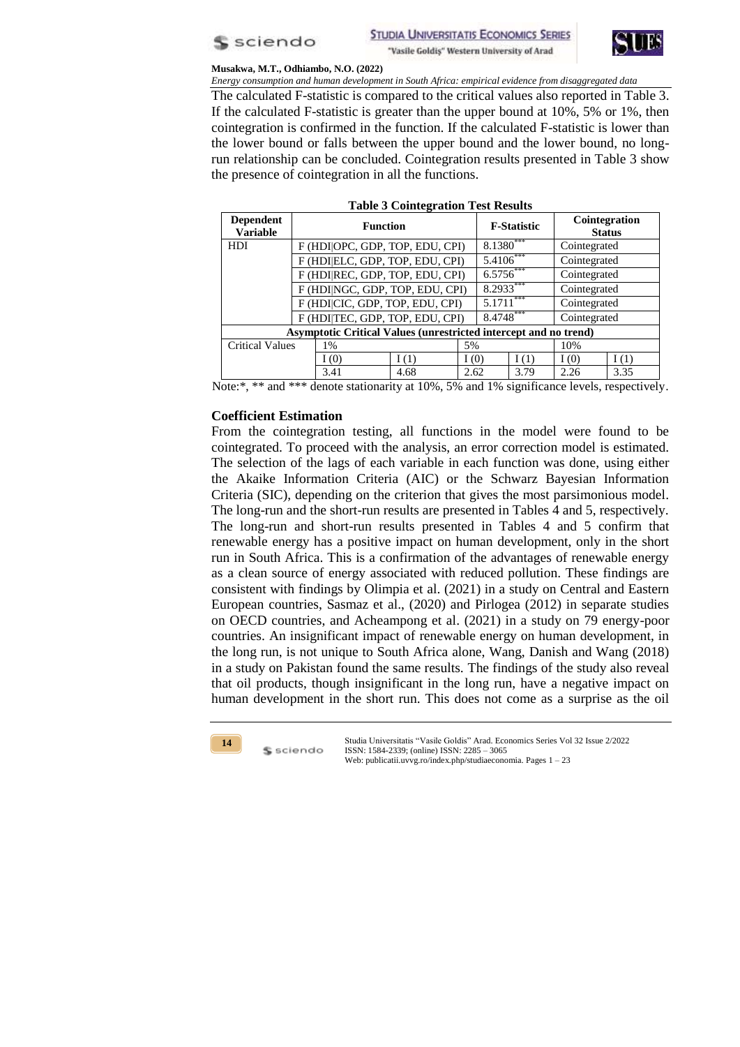The calculated F-statistic is compared to the critical values also reported in Table 3. If the calculated F-statistic is greater than the upper bound at 10%, 5% or 1%, then cointegration is confirmed in the function. If the calculated F-statistic is lower than the lower bound or falls between the upper bound and the lower bound, no long-run relationship can be concluded. Cointegration results presented in Table 3 show the presence of cointegration in all the functions.

**Table 3 Cointegration Test Results**

| Dependent Variable | Function | | F-Statistic | | Cointegration Status | |
|---|---|---|---|---|---|---|
| HDI | F (HDI\|OPC, GDP, TOP, EDU, CPI) | | 8.1380*** | | Cointegrated | |
| | F (HDI\|ELC, GDP, TOP, EDU, CPI) | | 5.4106*** | | Cointegrated | |
| | F (HDI\|REC, GDP, TOP, EDU, CPI) | | 6.5756*** | | Cointegrated | |
| | F (HDI\|NGC, GDP, TOP, EDU, CPI) | | 8.2933*** | | Cointegrated | |
| | F (HDI\|CIC, GDP, TOP, EDU, CPI) | | 5.1711*** | | Cointegrated | |
| | F (HDI\|TEC, GDP, TOP, EDU, CPI) | | 8.4748*** | | Cointegrated | |
| **Asymptotic Critical Values (unrestricted intercept and no trend)** | | | | | | |
| Critical Values | 1% | | 5% | | 10% | |
| | I (0) | I (1) | I (0) | I (1) | I (0) | I (1) |
| | 3.41 | 4.68 | 2.62 | 3.79 | 2.26 | 3.35 |

Note:*, ** and *** denote stationarity at 10%, 5% and 1% significance levels, respectively.

### Coefficient Estimation

From the cointegration testing, all functions in the model were found to be cointegrated. To proceed with the analysis, an error correction model is estimated. The selection of the lags of each variable in each function was done, using either the Akaike Information Criteria (AIC) or the Schwarz Bayesian Information Criteria (SIC), depending on the criterion that gives the most parsimonious model. The long-run and the short-run results are presented in Tables 4 and 5, respectively. The long-run and short-run results presented in Tables 4 and 5 confirm that renewable energy has a positive impact on human development, only in the short run in South Africa. This is a confirmation of the advantages of renewable energy as a clean source of energy associated with reduced pollution. These findings are consistent with findings by Olimpia et al. (2021) in a study on Central and Eastern European countries, Sasmaz et al., (2020) and Pirlogea (2012) in separate studies on OECD countries, and Acheampong et al. (2021) in a study on 79 energy-poor countries. An insignificant impact of renewable energy on human development, in the long run, is not unique to South Africa alone, Wang, Danish and Wang (2018) in a study on Pakistan found the same results. The findings of the study also reveal that oil products, though insignificant in the long run, have a negative impact on human development in the short run. This does not come as a surprise as the oil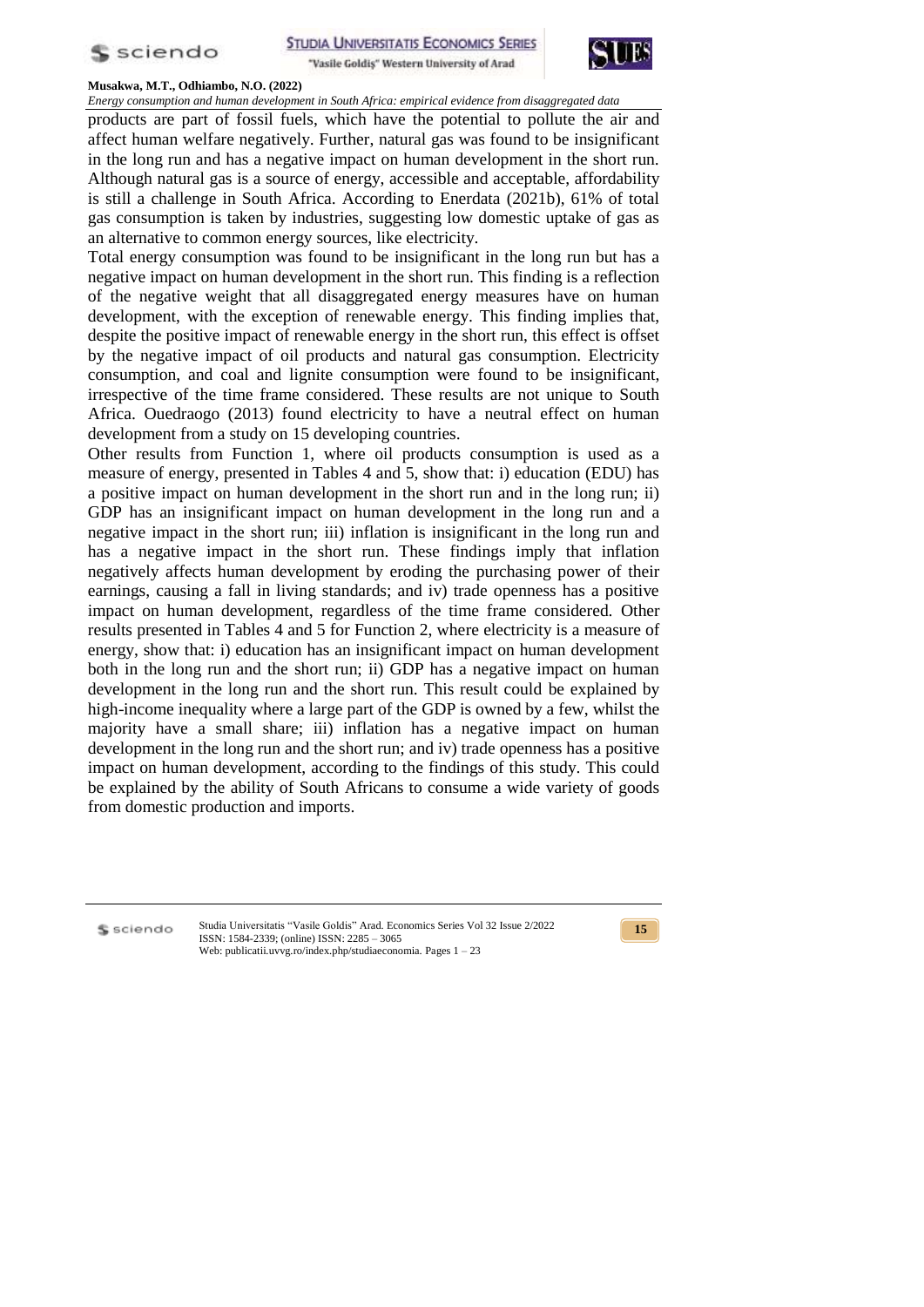products are part of fossil fuels, which have the potential to pollute the air and affect human welfare negatively. Further, natural gas was found to be insignificant in the long run and has a negative impact on human development in the short run. Although natural gas is a source of energy, accessible and acceptable, affordability is still a challenge in South Africa. According to Enerdata (2021b), 61% of total gas consumption is taken by industries, suggesting low domestic uptake of gas as an alternative to common energy sources, like electricity.

Total energy consumption was found to be insignificant in the long run but has a negative impact on human development in the short run. This finding is a reflection of the negative weight that all disaggregated energy measures have on human development, with the exception of renewable energy. This finding implies that, despite the positive impact of renewable energy in the short run, this effect is offset by the negative impact of oil products and natural gas consumption. Electricity consumption, and coal and lignite consumption were found to be insignificant, irrespective of the time frame considered. These results are not unique to South Africa. Ouedraogo (2013) found electricity to have a neutral effect on human development from a study on 15 developing countries.

Other results from Function 1, where oil products consumption is used as a measure of energy, presented in Tables 4 and 5, show that: i) education (EDU) has a positive impact on human development in the short run and in the long run; ii) GDP has an insignificant impact on human development in the long run and a negative impact in the short run; iii) inflation is insignificant in the long run and has a negative impact in the short run. These findings imply that inflation negatively affects human development by eroding the purchasing power of their earnings, causing a fall in living standards; and iv) trade openness has a positive impact on human development, regardless of the time frame considered. Other results presented in Tables 4 and 5 for Function 2, where electricity is a measure of energy, show that: i) education has an insignificant impact on human development both in the long run and the short run; ii) GDP has a negative impact on human development in the long run and the short run. This result could be explained by high-income inequality where a large part of the GDP is owned by a few, whilst the majority have a small share; iii) inflation has a negative impact on human development in the long run and the short run; and iv) trade openness has a positive impact on human development, according to the findings of this study. This could be explained by the ability of South Africans to consume a wide variety of goods from domestic production and imports.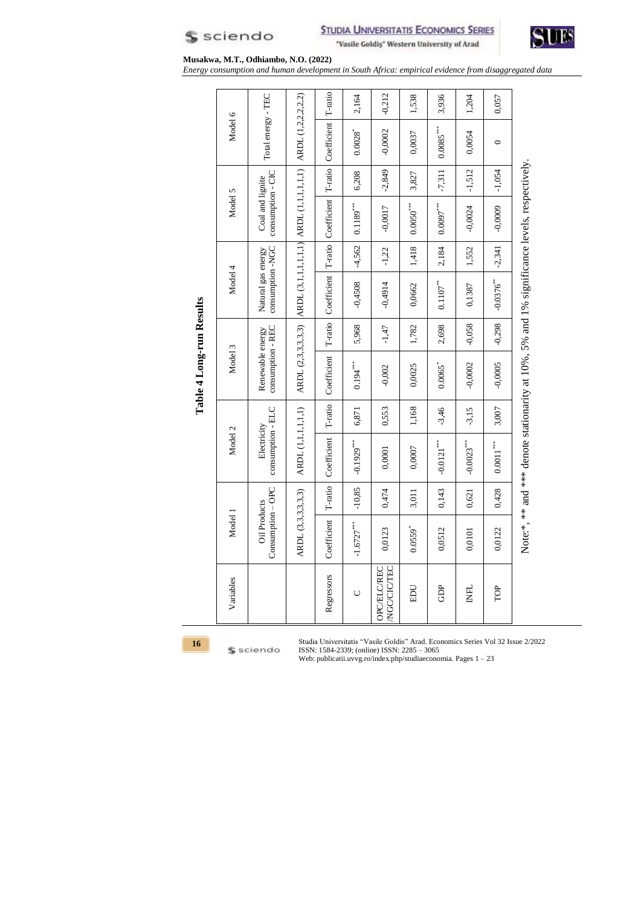**Table 4 Long-run Results**

| Variables | Model 1 | | Model 2 | | Model 3 | | Model 4 | | Model 5 | | Model 6 | |
|---|---|---|---|---|---|---|---|---|---|---|---|---|
| | Oil Products Consumption – OPC | | Electricity consumption - ELC | | Renewable energy consumption - REC | | Natural gas energy consumption -NGC | | Coal and lignite consumption - CIC | | Total energy - TEC | |
| | ARDL (3,3,3,3,3,3) | | ARDL (1,1,1,1,1,1) | | ARDL (2,3,3,3,3,3) | | ARDL (3,1,1,1,1,1,1) | | ARDL (1,1,1,1,1,1) | | ARDL (1,2,2,2,2,2) | |
| Regressors | Coefficient | T-ratio | Coefficient | T-ratio | Coefficient | T-ratio | Coefficient | T-ratio | Coefficient | T-ratio | Coefficient | T-ratio |
| C | -1.6727*** | -10,85 | -0.1929*** | 6,871 | 0.194*** | 5,968 | -0,4508 | -4,562 | 0.1189*** | 6,208 | 0.0028* | 2,164 |
| OPC/ELC/REC/NGC/CIC/TEC | 0,0123 | 0,474 | 0,0001 | 0,553 | -0,002 | -1,47 | -0,4914 | -1,22 | -0,0017 | -2,849 | -0,0002 | -0,212 |
| EDU | 0.0559* | 3,011 | 0,0007 | 1,168 | 0,0025 | 1,782 | 0,0662 | 1,418 | 0.0050*** | 3,827 | 0,0037 | 1,538 |
| GDP | 0,0512 | 0,143 | -0.0121*** | -3,46 | 0.0065* | 2,698 | 0.1107** | 2,184 | 0.0097*** | -7,311 | 0.0085*** | 3,936 |
| INFL | 0,0101 | 0,621 | -0.0023*** | -3,15 | -0,0002 | -0,058 | 0,1387 | 1,552 | -0,0024 | -1,512 | 0,0054 | 1,204 |
| TOP | 0,0122 | 0,428 | 0.0011*** | 3,007 | -0,0005 | -0,298 | -0.0376** | -2,341 | -0,0009 | -1,054 | 0 | 0,057 |

Note:*, ** and *** denote stationarity at 10%, 5% and 1% significance levels, respectively.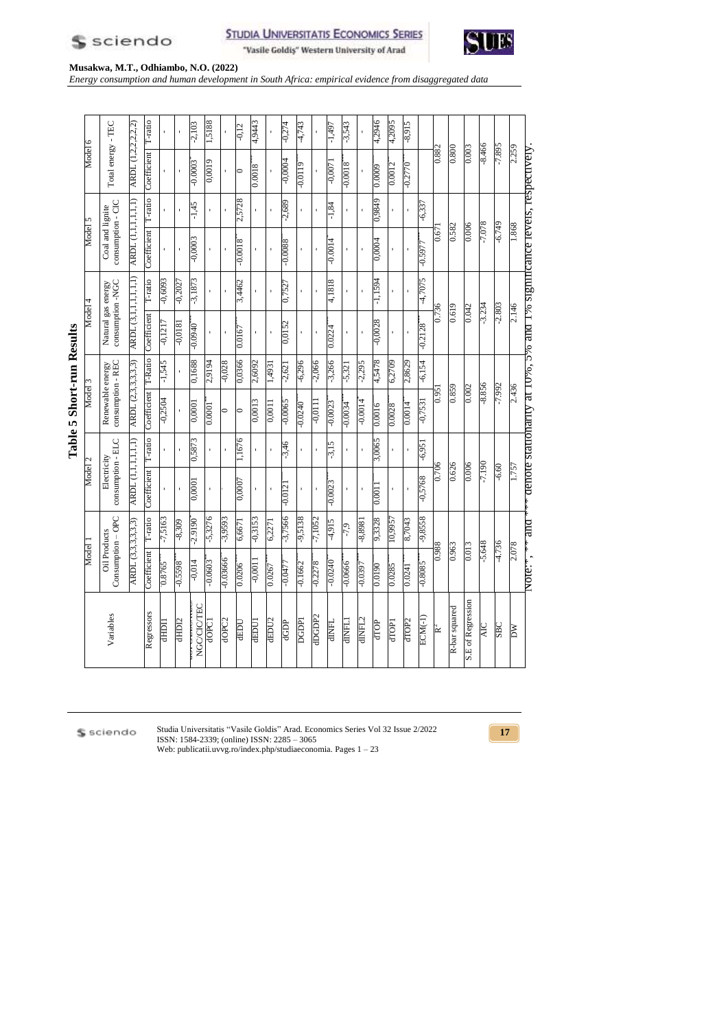**Table 5 Short-run Results**

| Variables | Model 1 | | Model 2 | | Model 3 | | Model 4 | | Model 5 | | Model 6 | |
|---|---|---|---|---|---|---|---|---|---|---|---|---|
| | Oil Products Consumption – OPC | | Electricity consumption - ELC | | Renewable energy consumption - REC | | Natural gas energy consumption -NGC | | Coal and lignite consumption - CIC | | Total energy - TEC | |
| | ARDL (3,3,3,3,3,3) | | ARDL (1,1,1,1,1,1) | | ARDL (2,3,3,3,3,3) | | ARDL (3,1,1,1,1,1) | | ARDL (1,1,1,1,1,1) | | ARDL (1,2,2,2,2,2) | |
| Regressors | Coefficient | T-ratio | Coefficient | T-ratio | Coefficient | T-Ratio | Coefficient | T-ratio | Coefficient | T-ratio | Coefficient | T-ratio |
| dHDI1 | 0.8765*** | -7,5163 | - | - | -0,2504 | -1,545 | -0,1217 | -0,6093 | - | - | - | - |
| dHDI2 | -0.5598*** | -8,309 | - | - | - | - | -0,0181 | -0,2027 | - | - | - | - |
| NGC/CIC/TEC | -0,014 | -2,9190 | 0,0001 | 0,5873 | 0,0001 | 0,1688 | -0,0940** | -3,1873 | -0,0003 | -1,45 | -0,0003* | -2,103 |
| dOPC1 | -0,0603*** | -5,3276 | - | - | 0,0001** | 2,9194 | - | - | - | - | 0,0019 | 1,5188 |
| dOPC2 | -0,03666*** | -3,9593 | - | - | 0 | -0,028 | - | - | - | - | - | - |
| dEDU | 0,0206*** | 6,6671 | 0,0007 | 1,1676 | 0 | 0,0366 | 0,0167** | 3,4462 | -0,0018** | 2,5728 | 0 | -0,12 |
| dEDU1 | -0,0011 | -0,3153 | - | - | 0,0013 | 2,6092 | - | - | - | - | 0,0018*** | 4,9443 |
| dEDU2 | 0,0267*** | 6,2271 | - | - | 0,0011 | 1,4931 | - | - | - | - | - | - |
| dGDP | -0,0477*** | -3,7566 | -0,0121*** | -3,46 | -0,0065 | -2,621 | 0,0152 | 0,7527 | -0,0088** | -2,689 | -0,0004 | -0,274 |
| DGDP1 | -0,1662*** | -9,5138 | - | - | -0,0240*** | -6,296 | - | - | - | - | -0,0119*** | -4,743 |
| dDGDP2 | -0,2278*** | -7,1052 | - | - | -0,0111 | -2,066 | - | - | - | - | - | - |
| dINFL | -0,0240*** | -4,915 | -0,0023*** | -3,15 | -0,0023* | -3,266 | 0,0224** | 4,1818 | -0,0014* | -1,84 | -0,0071 | -1,497 |
| dINFL1 | -0,0666*** | -7,9 | - | - | -0,0034*** | -5,321 | - | - | - | - | -0,0018** | -3,543 |
| dINFL2 | -0,0397*** | -8,8981 | - | - | -0,0014* | -2,295 | - | - | - | - | - | - |
| dTOP | 0,0190*** | 9,3328 | 0,0011*** | 3,0065 | 0,0016*** | 4,5478 | -0,0028 | -1,1594 | 0,0004 | 0,9849 | 0,0009 | 4,2946 |
| dTOP1 | 0,0285*** | 10,9957 | - | - | 0,0028*** | 6,2709 | - | - | - | - | 0,0012*** | 4,2095 |
| dTOP2 | 0,0241*** | 8,7043 | - | - | 0,0014* | 2,8629 | - | - | - | - | - | - |
| ECM(-1) | -0,8085*** | -9,8558 | -0,5768*** | -6,951 | -0,7531 | -6,154 | -0,2128*** | -4,7075 | -0,5977*** | -6,337 | -0,2770*** | -8,915 |
| $R^2$ | 0.988 | | 0.706 | | 0.951 | | 0.736 | | 0.671 | | 0.882 | |
| R-bar squared | 0.963 | | 0.626 | | 0.859 | | 0.619 | | 0.582 | | 0.800 | |
| S.E of Regression | 0.013 | | 0.006 | | 0.002 | | 0.042 | | 0.006 | | 0.003 | |
| AIC | -5.648 | | -7.190 | | -8.856 | | -3.234 | | -7.078 | | -8.466 | |
| SBC | -4.736 | | -6.60 | | -7.992 | | -2.803 | | -6.749 | | -7.895 | |
| DW | 2.078 | | 1.757 | | 2.436 | | 2.146 | | 1.868 | | 2.259 | |

Note: *, ** and *** denote stationarity at 10%, 5% and 1% significance levels, respectively.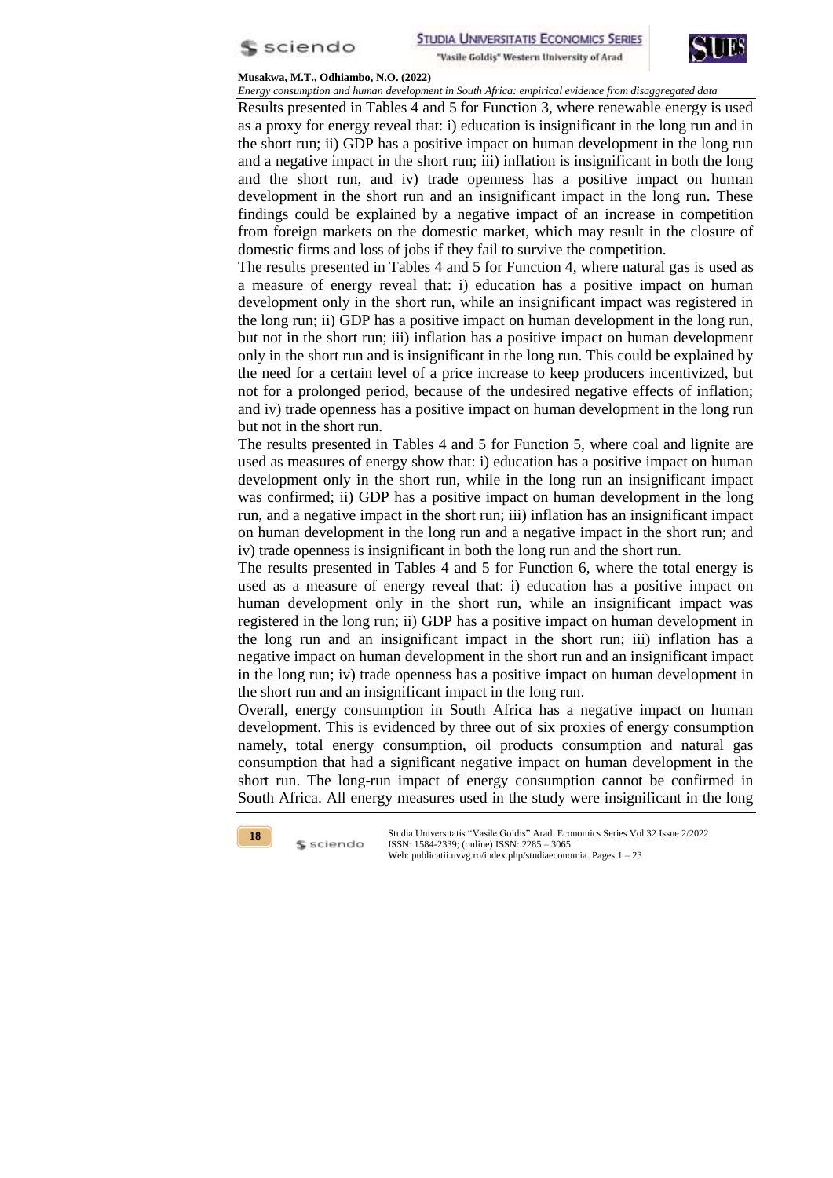Results presented in Tables 4 and 5 for Function 3, where renewable energy is used as a proxy for energy reveal that: i) education is insignificant in the long run and in the short run; ii) GDP has a positive impact on human development in the long run and a negative impact in the short run; iii) inflation is insignificant in both the long and the short run, and iv) trade openness has a positive impact on human development in the short run and an insignificant impact in the long run. These findings could be explained by a negative impact of an increase in competition from foreign markets on the domestic market, which may result in the closure of domestic firms and loss of jobs if they fail to survive the competition.

The results presented in Tables 4 and 5 for Function 4, where natural gas is used as a measure of energy reveal that: i) education has a positive impact on human development only in the short run, while an insignificant impact was registered in the long run; ii) GDP has a positive impact on human development in the long run, but not in the short run; iii) inflation has a positive impact on human development only in the short run and is insignificant in the long run. This could be explained by the need for a certain level of a price increase to keep producers incentivized, but not for a prolonged period, because of the undesired negative effects of inflation; and iv) trade openness has a positive impact on human development in the long run but not in the short run.

The results presented in Tables 4 and 5 for Function 5, where coal and lignite are used as measures of energy show that: i) education has a positive impact on human development only in the short run, while in the long run an insignificant impact was confirmed; ii) GDP has a positive impact on human development in the long run, and a negative impact in the short run; iii) inflation has an insignificant impact on human development in the long run and a negative impact in the short run; and iv) trade openness is insignificant in both the long run and the short run.

The results presented in Tables 4 and 5 for Function 6, where the total energy is used as a measure of energy reveal that: i) education has a positive impact on human development only in the short run, while an insignificant impact was registered in the long run; ii) GDP has a positive impact on human development in the long run and an insignificant impact in the short run; iii) inflation has a negative impact on human development in the short run and an insignificant impact in the long run; iv) trade openness has a positive impact on human development in the short run and an insignificant impact in the long run.

Overall, energy consumption in South Africa has a negative impact on human development. This is evidenced by three out of six proxies of energy consumption namely, total energy consumption, oil products consumption and natural gas consumption that had a significant negative impact on human development in the short run. The long-run impact of energy consumption cannot be confirmed in South Africa. All energy measures used in the study were insignificant in the long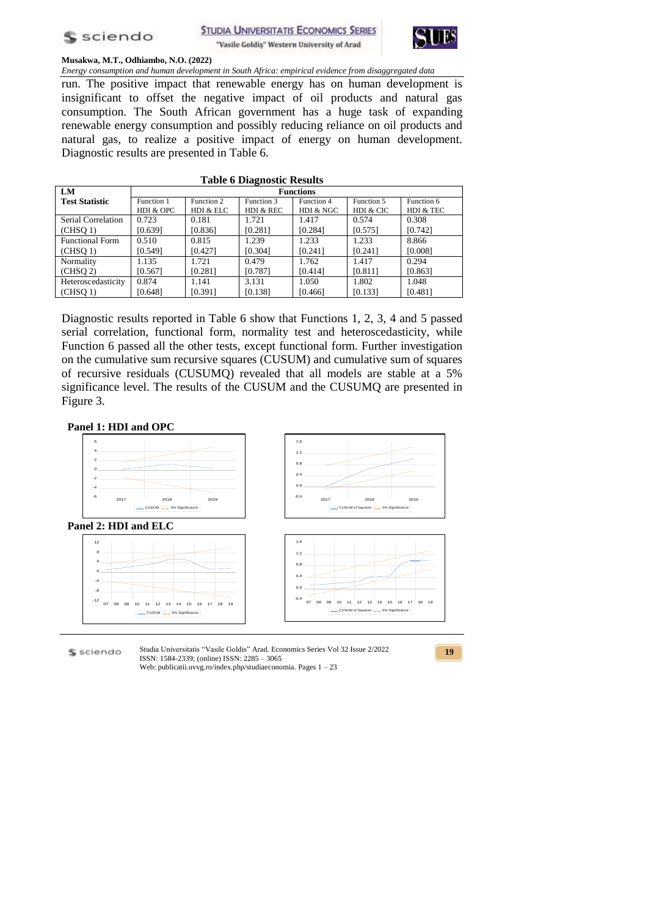run. The positive impact that renewable energy has on human development is insignificant to offset the negative impact of oil products and natural gas consumption. The South African government has a huge task of expanding renewable energy consumption and possibly reducing reliance on oil products and natural gas, to realize a positive impact of energy on human development. Diagnostic results are presented in Table 6.

**Table 6 Diagnostic Results**

| LM Test Statistic | Functions | | | | | |
|---|---|---|---|---|---|---|
| | Function 1 HDI & OPC | Function 2 HDI & ELC | Function 3 HDI & REC | Function 4 HDI & NGC | Function 5 HDI & CIC | Function 6 HDI & TEC |
| Serial Correlation (CHSQ 1) | 0.723 [0.639] | 0.181 [0.836] | 1.721 [0.281] | 1.417 [0.284] | 0.574 [0.575] | 0.308 [0.742] |
| Functional Form (CHSQ 1) | 0.510 [0.549] | 0.815 [0.427] | 1.239 [0.304] | 1.233 [0.241] | 1.233 [0.241] | 8.866 [0.008] |
| Normality (CHSQ 2) | 1.135 [0.567] | 1.721 [0.281] | 0.479 [0.787] | 1.762 [0.414] | 1.417 [0.811] | 0.294 [0.863] |
| Heteroscedasticity (CHSQ 1) | 0.874 [0.648] | 1.141 [0.391] | 3.131 [0.138] | 1.050 [0.466] | 1.802 [0.133] | 1.048 [0.481] |

Diagnostic results reported in Table 6 show that Functions 1, 2, 3, 4 and 5 passed serial correlation, functional form, normality test and heteroscedasticity, while Function 6 passed all the other tests, except functional form. Further investigation on the cumulative sum recursive squares (CUSUM) and cumulative sum of squares of recursive residuals (CUSUMQ) revealed that all models are stable at a 5% significance level. The results of the CUSUM and the CUSUMQ are presented in Figure 3.

**Panel 1: HDI and OPC**

**Panel 2: HDI and ELC**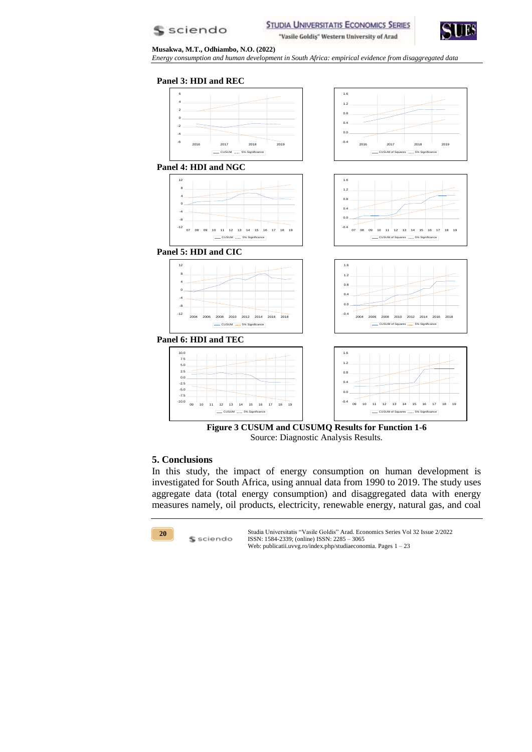**Panel 3: HDI and REC**

**Panel 4: HDI and NGC**

**Panel 5: HDI and CIC**

**Panel 6: HDI and TEC**

**Figure 3 CUSUM and CUSUMQ Results for Function 1-6**

Source: Diagnostic Analysis Results.

## 5. Conclusions

In this study, the impact of energy consumption on human development is investigated for South Africa, using annual data from 1990 to 2019. The study uses aggregate data (total energy consumption) and disaggregated data with energy measures namely, oil products, electricity, renewable energy, natural gas, and coal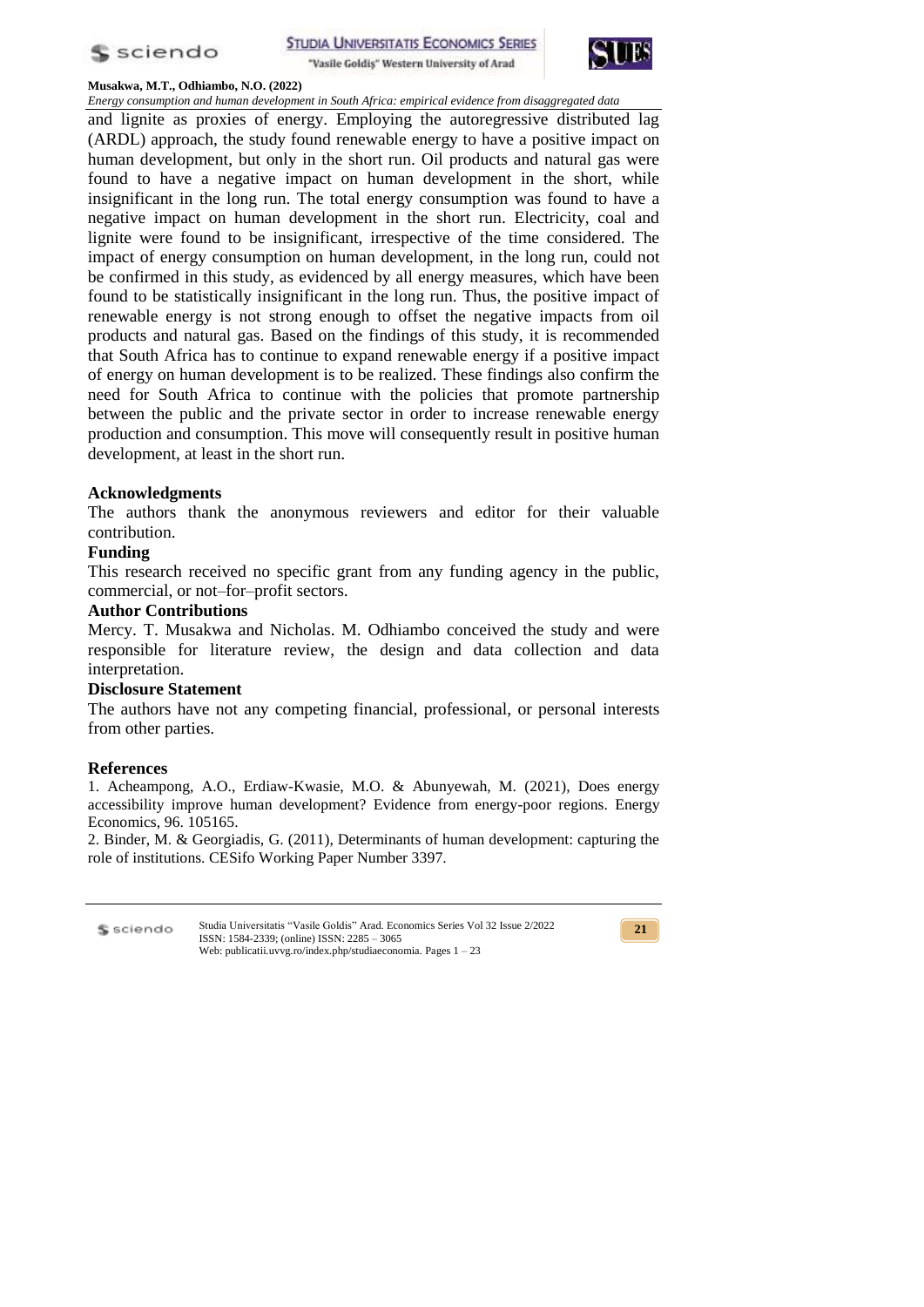and lignite as proxies of energy. Employing the autoregressive distributed lag (ARDL) approach, the study found renewable energy to have a positive impact on human development, but only in the short run. Oil products and natural gas were found to have a negative impact on human development in the short, while insignificant in the long run. The total energy consumption was found to have a negative impact on human development in the short run. Electricity, coal and lignite were found to be insignificant, irrespective of the time considered. The impact of energy consumption on human development, in the long run, could not be confirmed in this study, as evidenced by all energy measures, which have been found to be statistically insignificant in the long run. Thus, the positive impact of renewable energy is not strong enough to offset the negative impacts from oil products and natural gas. Based on the findings of this study, it is recommended that South Africa has to continue to expand renewable energy if a positive impact of energy on human development is to be realized. These findings also confirm the need for South Africa to continue with the policies that promote partnership between the public and the private sector in order to increase renewable energy production and consumption. This move will consequently result in positive human development, at least in the short run.

## Acknowledgments

The authors thank the anonymous reviewers and editor for their valuable contribution.

## Funding

This research received no specific grant from any funding agency in the public, commercial, or not–for–profit sectors.

## Author Contributions

Mercy. T. Musakwa and Nicholas. M. Odhiambo conceived the study and were responsible for literature review, the design and data collection and data interpretation.

## Disclosure Statement

The authors have not any competing financial, professional, or personal interests from other parties.

## References

1. Acheampong, A.O., Erdiaw-Kwasie, M.O. & Abunyewah, M. (2021), Does energy accessibility improve human development? Evidence from energy-poor regions. Energy Economics, 96. 105165.
2. Binder, M. & Georgiadis, G. (2011), Determinants of human development: capturing the role of institutions. CESifo Working Paper Number 3397.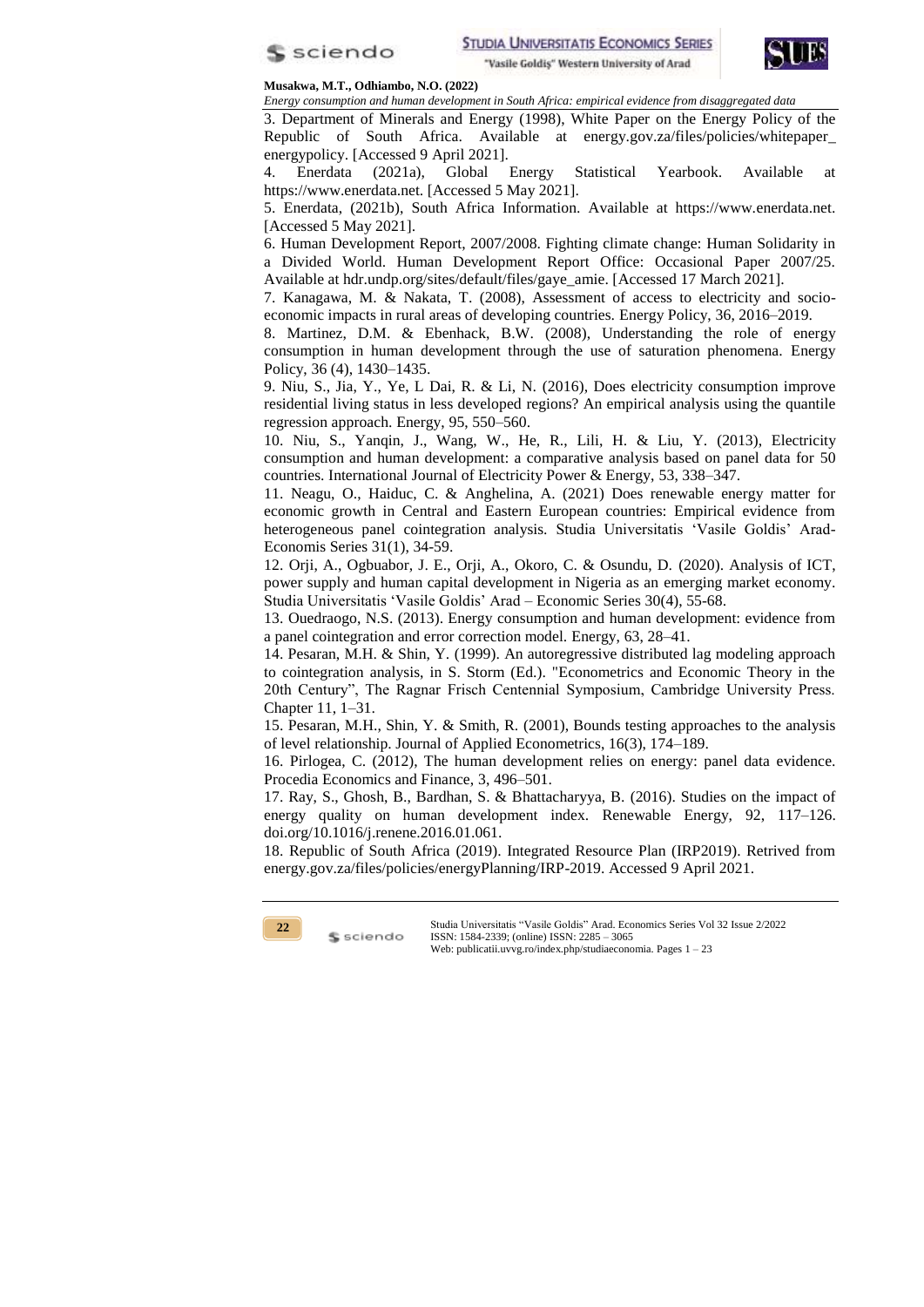3. Department of Minerals and Energy (1998), White Paper on the Energy Policy of the Republic of South Africa. Available at energy.gov.za/files/policies/whitepaper_energypolicy. [Accessed 9 April 2021].

4. Enerdata (2021a), Global Energy Statistical Yearbook. Available at https://www.enerdata.net. [Accessed 5 May 2021].

5. Enerdata, (2021b), South Africa Information. Available at https://www.enerdata.net. [Accessed 5 May 2021].

6. Human Development Report, 2007/2008. Fighting climate change: Human Solidarity in a Divided World. Human Development Report Office: Occasional Paper 2007/25. Available at hdr.undp.org/sites/default/files/gaye_amie. [Accessed 17 March 2021].

7. Kanagawa, M. & Nakata, T. (2008), Assessment of access to electricity and socio-economic impacts in rural areas of developing countries. Energy Policy, 36, 2016–2019.

8. Martinez, D.M. & Ebenhack, B.W. (2008), Understanding the role of energy consumption in human development through the use of saturation phenomena. Energy Policy, 36 (4), 1430–1435.

9. Niu, S., Jia, Y., Ye, L Dai, R. & Li, N. (2016), Does electricity consumption improve residential living status in less developed regions? An empirical analysis using the quantile regression approach. Energy, 95, 550–560.

10. Niu, S., Yanqin, J., Wang, W., He, R., Lili, H. & Liu, Y. (2013), Electricity consumption and human development: a comparative analysis based on panel data for 50 countries. International Journal of Electricity Power & Energy, 53, 338–347.

11. Neagu, O., Haiduc, C. & Anghelina, A. (2021) Does renewable energy matter for economic growth in Central and Eastern European countries: Empirical evidence from heterogeneous panel cointegration analysis. Studia Universitatis 'Vasile Goldis' Arad-Economis Series 31(1), 34-59.

12. Orji, A., Ogbuabor, J. E., Orji, A., Okoro, C. & Osundu, D. (2020). Analysis of ICT, power supply and human capital development in Nigeria as an emerging market economy. Studia Universitatis 'Vasile Goldis' Arad – Economic Series 30(4), 55-68.

13. Ouedraogo, N.S. (2013). Energy consumption and human development: evidence from a panel cointegration and error correction model. Energy, 63, 28–41.

14. Pesaran, M.H. & Shin, Y. (1999). An autoregressive distributed lag modeling approach to cointegration analysis, in S. Storm (Ed.). "Econometrics and Economic Theory in the 20th Century", The Ragnar Frisch Centennial Symposium, Cambridge University Press. Chapter 11, 1–31.

15. Pesaran, M.H., Shin, Y. & Smith, R. (2001), Bounds testing approaches to the analysis of level relationship. Journal of Applied Econometrics, 16(3), 174–189.

16. Pirlogea, C. (2012), The human development relies on energy: panel data evidence. Procedia Economics and Finance, 3, 496–501.

17. Ray, S., Ghosh, B., Bardhan, S. & Bhattacharyya, B. (2016). Studies on the impact of energy quality on human development index. Renewable Energy, 92, 117–126. doi.org/10.1016/j.renene.2016.01.061.

18. Republic of South Africa (2019). Integrated Resource Plan (IRP2019). Retrived from energy.gov.za/files/policies/energyPlanning/IRP-2019. Accessed 9 April 2021.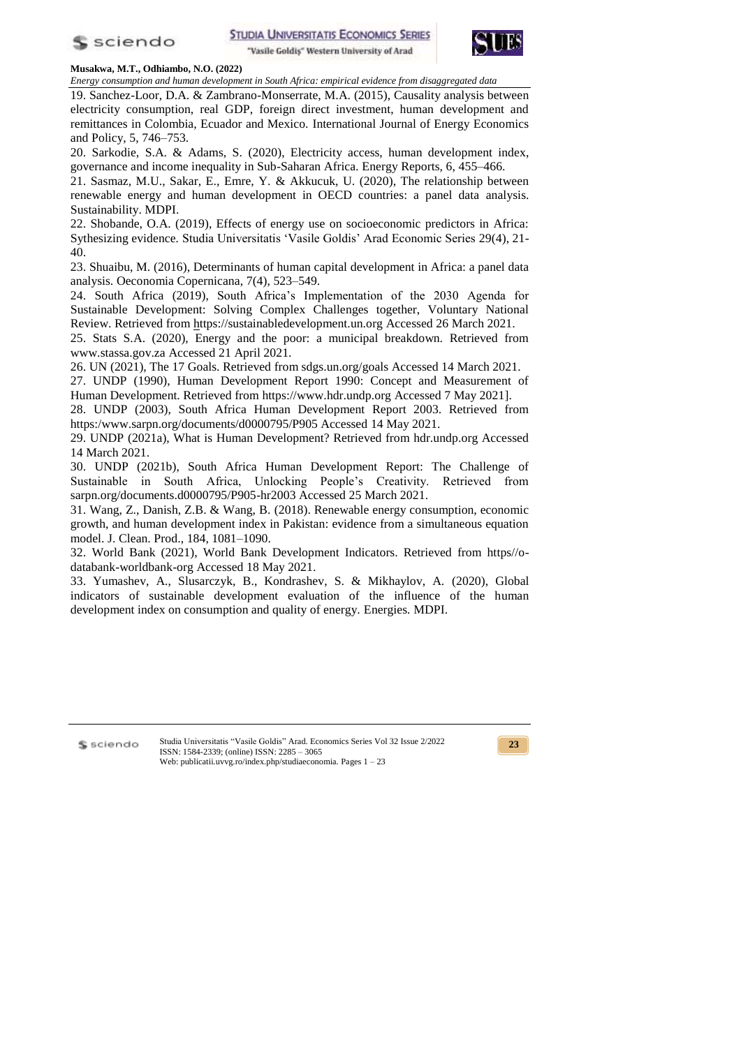19. Sanchez-Loor, D.A. & Zambrano-Monserrate, M.A. (2015), Causality analysis between electricity consumption, real GDP, foreign direct investment, human development and remittances in Colombia, Ecuador and Mexico. International Journal of Energy Economics and Policy, 5, 746–753.

20. Sarkodie, S.A. & Adams, S. (2020), Electricity access, human development index, governance and income inequality in Sub-Saharan Africa. Energy Reports, 6, 455–466.

21. Sasmaz, M.U., Sakar, E., Emre, Y. & Akkucuk, U. (2020), The relationship between renewable energy and human development in OECD countries: a panel data analysis. Sustainability. MDPI.

22. Shobande, O.A. (2019), Effects of energy use on socioeconomic predictors in Africa: Sythesizing evidence. Studia Universitatis 'Vasile Goldis' Arad Economic Series 29(4), 21-40.

23. Shuaibu, M. (2016), Determinants of human capital development in Africa: a panel data analysis. Oeconomia Copernicana, 7(4), 523–549.

24. South Africa (2019), South Africa's Implementation of the 2030 Agenda for Sustainable Development: Solving Complex Challenges together, Voluntary National Review. Retrieved from https://sustainabledevelopment.un.org Accessed 26 March 2021.

25. Stats S.A. (2020), Energy and the poor: a municipal breakdown. Retrieved from www.stassa.gov.za Accessed 21 April 2021.

26. UN (2021), The 17 Goals. Retrieved from sdgs.un.org/goals Accessed 14 March 2021.

27. UNDP (1990), Human Development Report 1990: Concept and Measurement of Human Development. Retrieved from https://www.hdr.undp.org Accessed 7 May 2021].

28. UNDP (2003), South Africa Human Development Report 2003. Retrieved from https:/www.sarpn.org/documents/d0000795/P905 Accessed 14 May 2021.

29. UNDP (2021a), What is Human Development? Retrieved from hdr.undp.org Accessed 14 March 2021.

30. UNDP (2021b), South Africa Human Development Report: The Challenge of Sustainable in South Africa, Unlocking People's Creativity. Retrieved from sarpn.org/documents.d0000795/P905-hr2003 Accessed 25 March 2021.

31. Wang, Z., Danish, Z.B. & Wang, B. (2018). Renewable energy consumption, economic growth, and human development index in Pakistan: evidence from a simultaneous equation model. J. Clean. Prod., 184, 1081–1090.

32. World Bank (2021), World Bank Development Indicators. Retrieved from https//o-databank-worldbank-org Accessed 18 May 2021.

33. Yumashev, A., Slusarczyk, B., Kondrashev, S. & Mikhaylov, A. (2020), Global indicators of sustainable development evaluation of the influence of the human development index on consumption and quality of energy. Energies. MDPI.